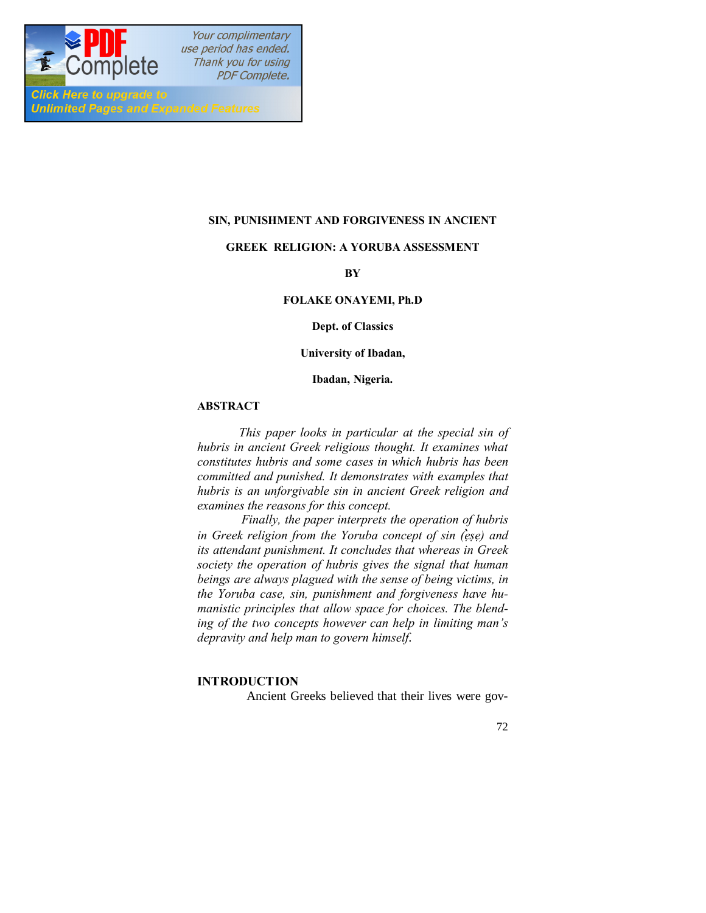# SIN, PUNISHMENT AND FORGIVENESS IN ANCIENT GREEK RELIGION: A YORUBA ASSESSMENT

**BY**

**FOLAKE ONAYEMI, Ph.D**

**Dept. of Classics**

**University of Ibadan,**

**Ibadan, Nigeria.**

## ABSTRACT

*This paper looks in particular at the special sin of hubris in ancient Greek religious thought. It examines what constitutes hubris and some cases in which hubris has been committed and punished. It demonstrates with examples that hubris is an unforgivable sin in ancient Greek religion and examines the reasons for this concept.*

*Finally, the paper interprets the operation of hubris in Greek religion from the Yoruba concept of sin (ẹ̀ṣẹ) and its attendant punishment. It concludes that whereas in Greek society the operation of hubris gives the signal that human beings are always plagued with the sense of being victims, in the Yoruba case, sin, punishment and forgiveness have humanistic principles that allow space for choices. The blending of the two concepts however can help in limiting man's depravity and help man to govern himself.*

## INTRODUCTION

Ancient Greeks believed that their lives were gov-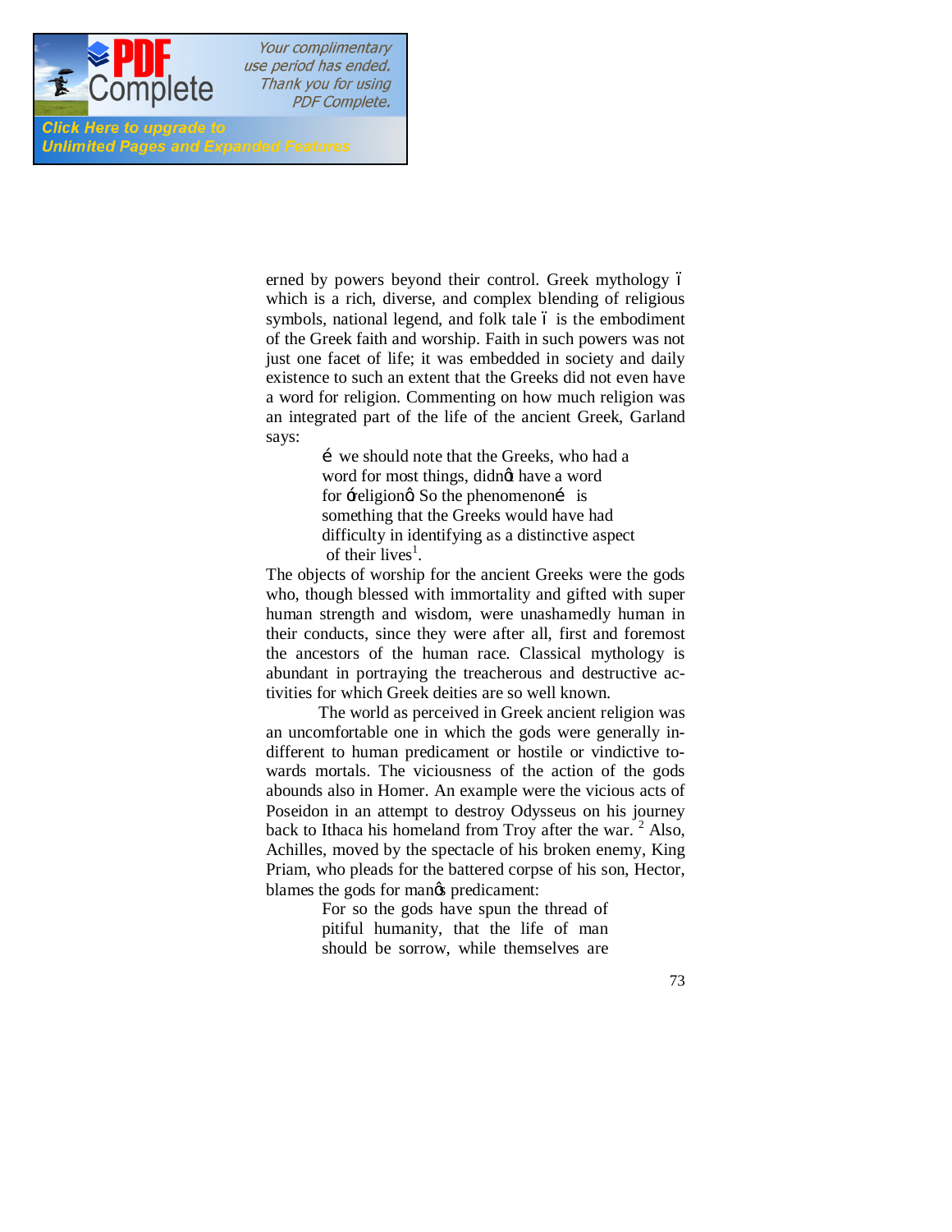erned by powers beyond their control. Greek mythology – which is a rich, diverse, and complex blending of religious symbols, national legend, and folk tale – is the embodiment of the Greek faith and worship. Faith in such powers was not just one facet of life; it was embedded in society and daily existence to such an extent that the Greeks did not even have a word for religion. Commenting on how much religion was an integrated part of the life of the ancient Greek, Garland says:

> … we should note that the Greeks, who had a word for most things, didn't have a word for 'religion.' So the phenomenon… is something that the Greeks would have had difficulty in identifying as a distinctive aspect of their lives[1].

The objects of worship for the ancient Greeks were the gods who, though blessed with immortality and gifted with super human strength and wisdom, were unashamedly human in their conducts, since they were after all, first and foremost the ancestors of the human race. Classical mythology is abundant in portraying the treacherous and destructive activities for which Greek deities are so well known.

The world as perceived in Greek ancient religion was an uncomfortable one in which the gods were generally indifferent to human predicament or hostile or vindictive towards mortals. The viciousness of the action of the gods abounds also in Homer. An example were the vicious acts of Poseidon in an attempt to destroy Odysseus on his journey back to Ithaca his homeland from Troy after the war. [2] Also, Achilles, moved by the spectacle of his broken enemy, King Priam, who pleads for the battered corpse of his son, Hector, blames the gods for man's predicament:

> For so the gods have spun the thread of pitiful humanity, that the life of man should be sorrow, while themselves are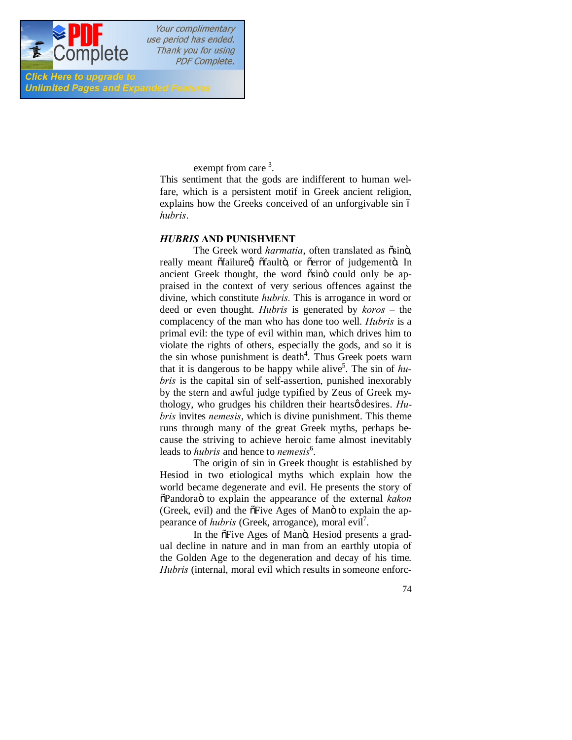exempt from care [3].

This sentiment that the gods are indifferent to human welfare, which is a persistent motif in Greek ancient religion, explains how the Greeks conceived of an unforgivable sin – *hubris*.

## *HUBRIS* AND PUNISHMENT

The Greek word *harmatia*, often translated as "sin", really meant "failure", "fault", or "error of judgement". In ancient Greek thought, the word "sin" could only be appraised in the context of very serious offences against the divine, which constitute *hubris.* This is arrogance in word or deed or even thought. *Hubris* is generated by *koros* – the complacency of the man who has done too well. *Hubris* is a primal evil: the type of evil within man, which drives him to violate the rights of others, especially the gods, and so it is the sin whose punishment is death[4]. Thus Greek poets warn that it is dangerous to be happy while alive[5]. The sin of *hubris* is the capital sin of self-assertion, punished inexorably by the stern and awful judge typified by Zeus of Greek mythology, who grudges his children their hearts' desires. *Hubris* invites *nemesis*, which is divine punishment. This theme runs through many of the great Greek myths, perhaps because the striving to achieve heroic fame almost inevitably leads to *hubris* and hence to *nemesis*[6].

The origin of sin in Greek thought is established by Hesiod in two etiological myths which explain how the world became degenerate and evil. He presents the story of "Pandora" to explain the appearance of the external *kakon* (Greek, evil) and the "Five Ages of Man" to explain the appearance of *hubris* (Greek, arrogance), moral evil[7].

In the "Five Ages of Man", Hesiod presents a gradual decline in nature and in man from an earthly utopia of the Golden Age to the degeneration and decay of his time. *Hubris* (internal, moral evil which results in someone enforc-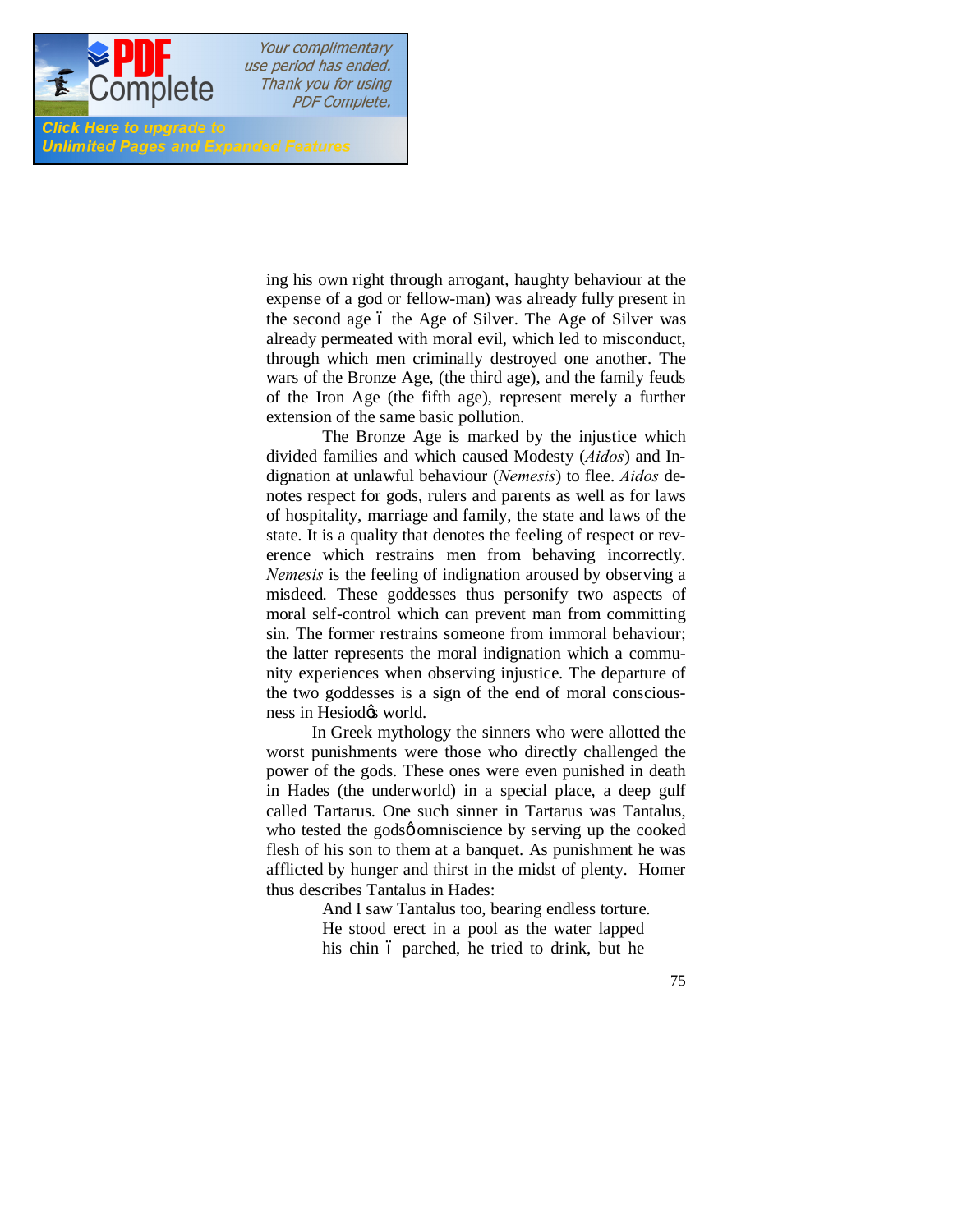ing his own right through arrogant, haughty behaviour at the expense of a god or fellow-man) was already fully present in the second age – the Age of Silver. The Age of Silver was already permeated with moral evil, which led to misconduct, through which men criminally destroyed one another. The wars of the Bronze Age, (the third age), and the family feuds of the Iron Age (the fifth age), represent merely a further extension of the same basic pollution.

The Bronze Age is marked by the injustice which divided families and which caused Modesty (*Aidos*) and Indignation at unlawful behaviour (*Nemesis*) to flee. *Aidos* denotes respect for gods, rulers and parents as well as for laws of hospitality, marriage and family, the state and laws of the state. It is a quality that denotes the feeling of respect or reverence which restrains men from behaving incorrectly. *Nemesis* is the feeling of indignation aroused by observing a misdeed. These goddesses thus personify two aspects of moral self-control which can prevent man from committing sin. The former restrains someone from immoral behaviour; the latter represents the moral indignation which a community experiences when observing injustice. The departure of the two goddesses is a sign of the end of moral consciousness in Hesiod's world.

In Greek mythology the sinners who were allotted the worst punishments were those who directly challenged the power of the gods. These ones were even punished in death in Hades (the underworld) in a special place, a deep gulf called Tartarus. One such sinner in Tartarus was Tantalus, who tested the gods' omniscience by serving up the cooked flesh of his son to them at a banquet. As punishment he was afflicted by hunger and thirst in the midst of plenty. Homer thus describes Tantalus in Hades:

> And I saw Tantalus too, bearing endless torture.
> He stood erect in a pool as the water lapped his chin – parched, he tried to drink, but he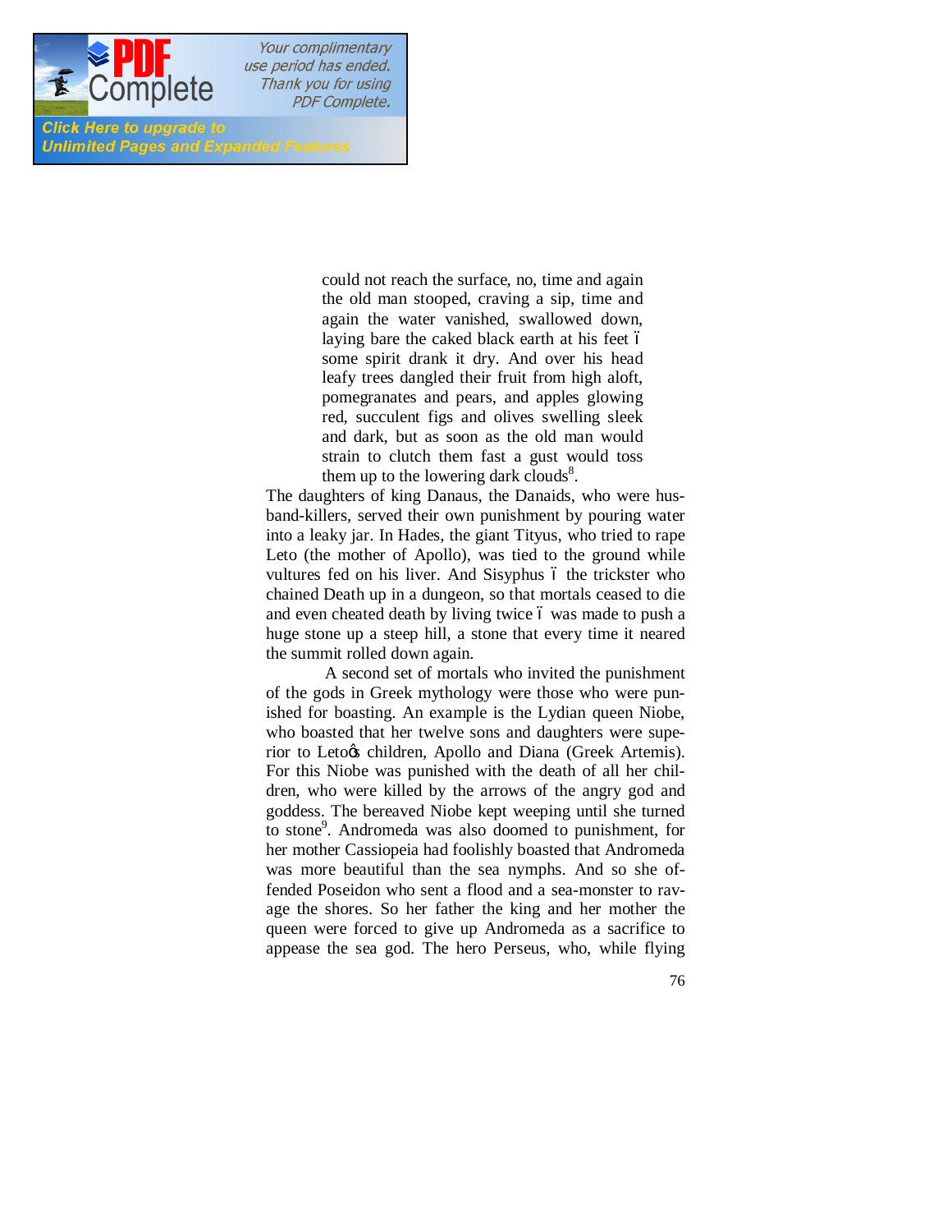> could not reach the surface, no, time and again the old man stooped, craving a sip, time and again the water vanished, swallowed down, laying bare the caked black earth at his feet – some spirit drank it dry. And over his head leafy trees dangled their fruit from high aloft, pomegranates and pears, and apples glowing red, succulent figs and olives swelling sleek and dark, but as soon as the old man would strain to clutch them fast a gust would toss them up to the lowering dark clouds[8].

The daughters of king Danaus, the Danaids, who were husband-killers, served their own punishment by pouring water into a leaky jar. In Hades, the giant Tityus, who tried to rape Leto (the mother of Apollo), was tied to the ground while vultures fed on his liver. And Sisyphus – the trickster who chained Death up in a dungeon, so that mortals ceased to die and even cheated death by living twice – was made to push a huge stone up a steep hill, a stone that every time it neared the summit rolled down again.

A second set of mortals who invited the punishment of the gods in Greek mythology were those who were punished for boasting. An example is the Lydian queen Niobe, who boasted that her twelve sons and daughters were superior to Leto's children, Apollo and Diana (Greek Artemis). For this Niobe was punished with the death of all her children, who were killed by the arrows of the angry god and goddess. The bereaved Niobe kept weeping until she turned to stone[9]. Andromeda was also doomed to punishment, for her mother Cassiopeia had foolishly boasted that Andromeda was more beautiful than the sea nymphs. And so she offended Poseidon who sent a flood and a sea-monster to ravage the shores. So her father the king and her mother the queen were forced to give up Andromeda as a sacrifice to appease the sea god. The hero Perseus, who, while flying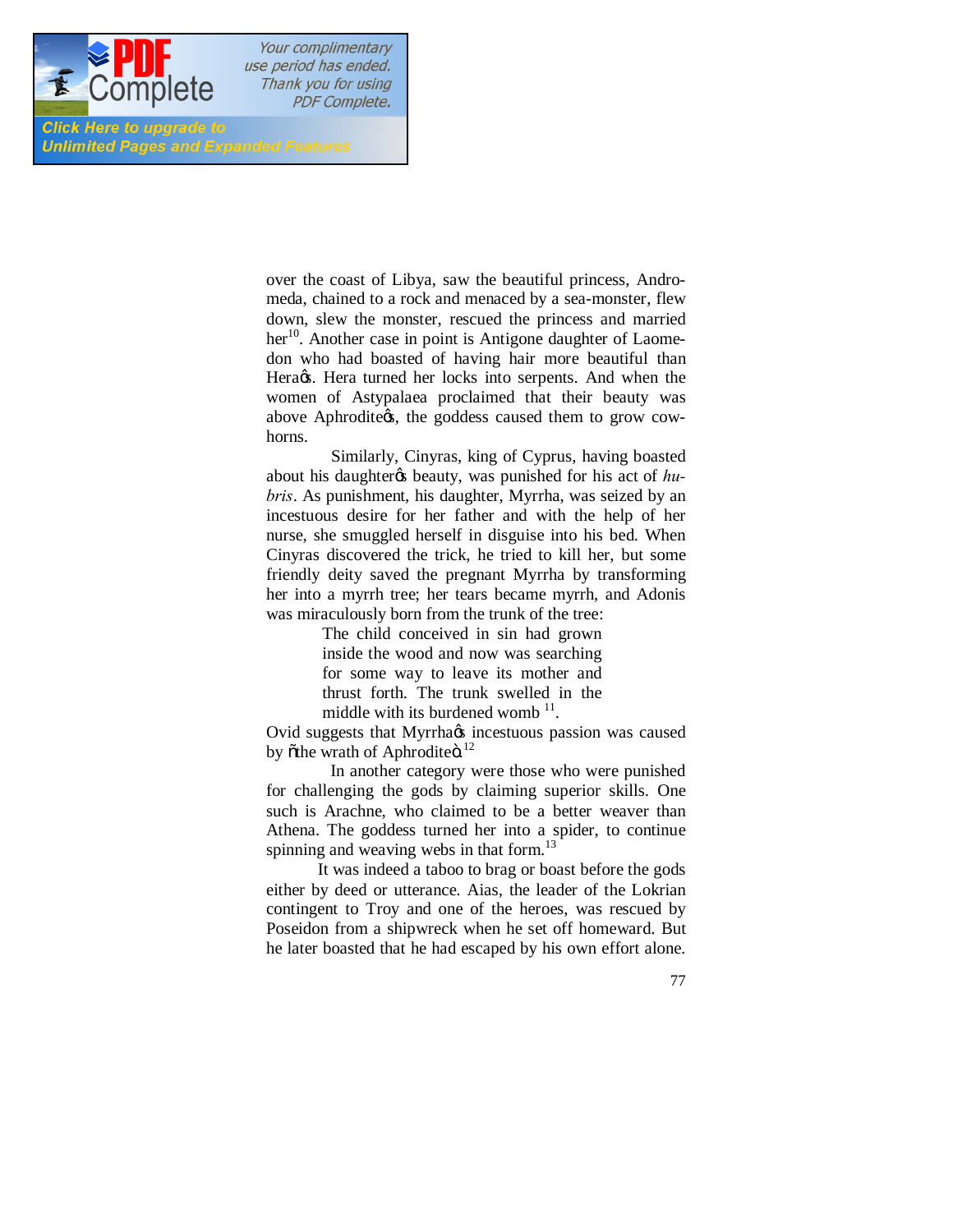over the coast of Libya, saw the beautiful princess, Andromeda, chained to a rock and menaced by a sea-monster, flew down, slew the monster, rescued the princess and married her[10]. Another case in point is Antigone daughter of Laomedon who had boasted of having hair more beautiful than Hera's. Hera turned her locks into serpents. And when the women of Astypalaea proclaimed that their beauty was above Aphrodite's, the goddess caused them to grow cow-horns.

Similarly, Cinyras, king of Cyprus, having boasted about his daughter's beauty, was punished for his act of *hubris*. As punishment, his daughter, Myrrha, was seized by an incestuous desire for her father and with the help of her nurse, she smuggled herself in disguise into his bed. When Cinyras discovered the trick, he tried to kill her, but some friendly deity saved the pregnant Myrrha by transforming her into a myrrh tree; her tears became myrrh, and Adonis was miraculously born from the trunk of the tree:

> The child conceived in sin had grown inside the wood and now was searching for some way to leave its mother and thrust forth. The trunk swelled in the middle with its burdened womb [11].

Ovid suggests that Myrrha's incestuous passion was caused by "the wrath of Aphrodite".[12]

In another category were those who were punished for challenging the gods by claiming superior skills. One such is Arachne, who claimed to be a better weaver than Athena. The goddess turned her into a spider, to continue spinning and weaving webs in that form.[13]

It was indeed a taboo to brag or boast before the gods either by deed or utterance. Aias, the leader of the Lokrian contingent to Troy and one of the heroes, was rescued by Poseidon from a shipwreck when he set off homeward. But he later boasted that he had escaped by his own effort alone.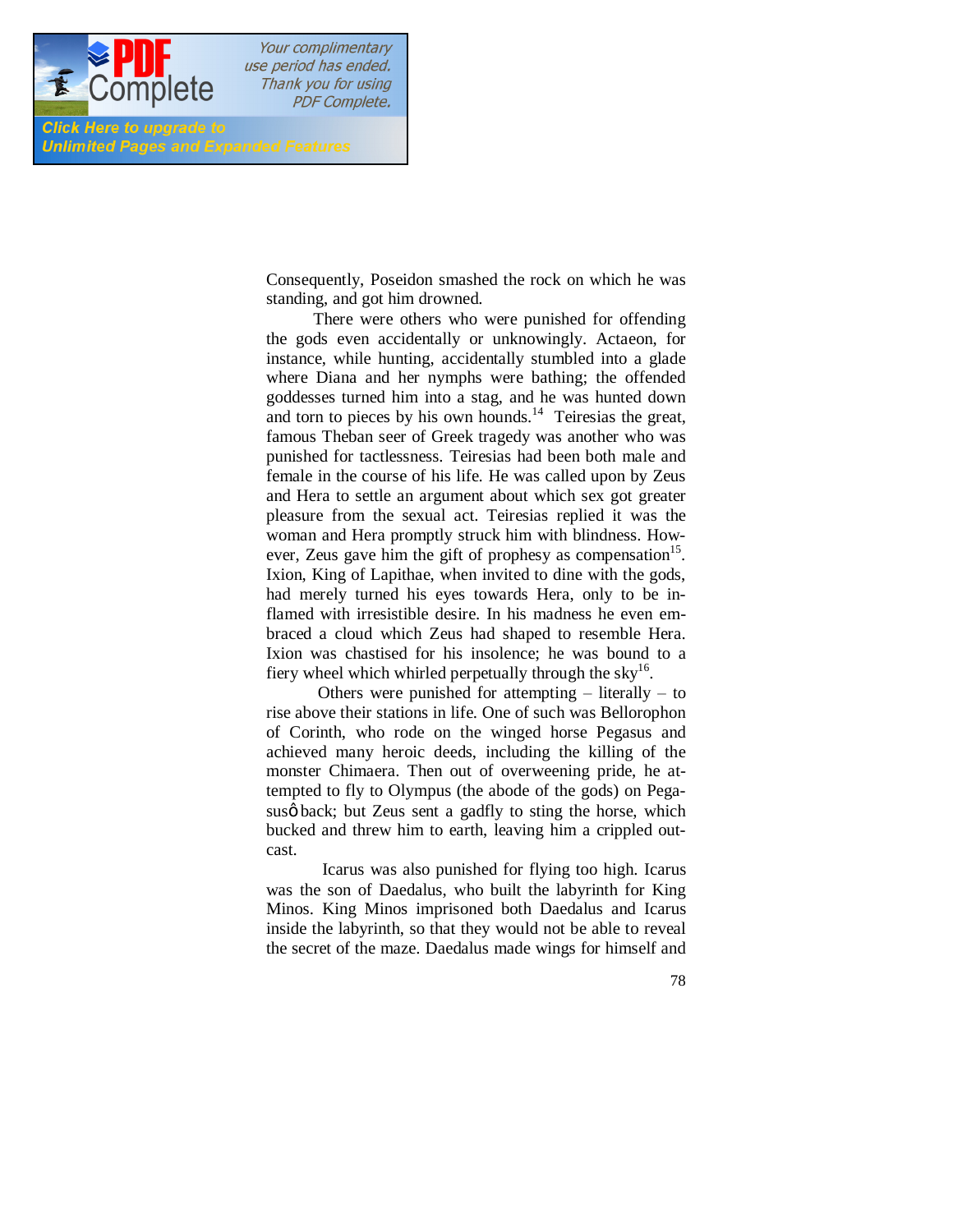Consequently, Poseidon smashed the rock on which he was standing, and got him drowned.

There were others who were punished for offending the gods even accidentally or unknowingly. Actaeon, for instance, while hunting, accidentally stumbled into a glade where Diana and her nymphs were bathing; the offended goddesses turned him into a stag, and he was hunted down and torn to pieces by his own hounds.[14] Teiresias the great, famous Theban seer of Greek tragedy was another who was punished for tactlessness. Teiresias had been both male and female in the course of his life. He was called upon by Zeus and Hera to settle an argument about which sex got greater pleasure from the sexual act. Teiresias replied it was the woman and Hera promptly struck him with blindness. However, Zeus gave him the gift of prophesy as compensation[15]. Ixion, King of Lapithae, when invited to dine with the gods, had merely turned his eyes towards Hera, only to be inflamed with irresistible desire. In his madness he even embraced a cloud which Zeus had shaped to resemble Hera. Ixion was chastised for his insolence; he was bound to a fiery wheel which whirled perpetually through the sky[16].

Others were punished for attempting – literally – to rise above their stations in life. One of such was Bellorophon of Corinth, who rode on the winged horse Pegasus and achieved many heroic deeds, including the killing of the monster Chimaera. Then out of overweening pride, he attempted to fly to Olympus (the abode of the gods) on Pegasus' back; but Zeus sent a gadfly to sting the horse, which bucked and threw him to earth, leaving him a crippled outcast.

Icarus was also punished for flying too high. Icarus was the son of Daedalus, who built the labyrinth for King Minos. King Minos imprisoned both Daedalus and Icarus inside the labyrinth, so that they would not be able to reveal the secret of the maze. Daedalus made wings for himself and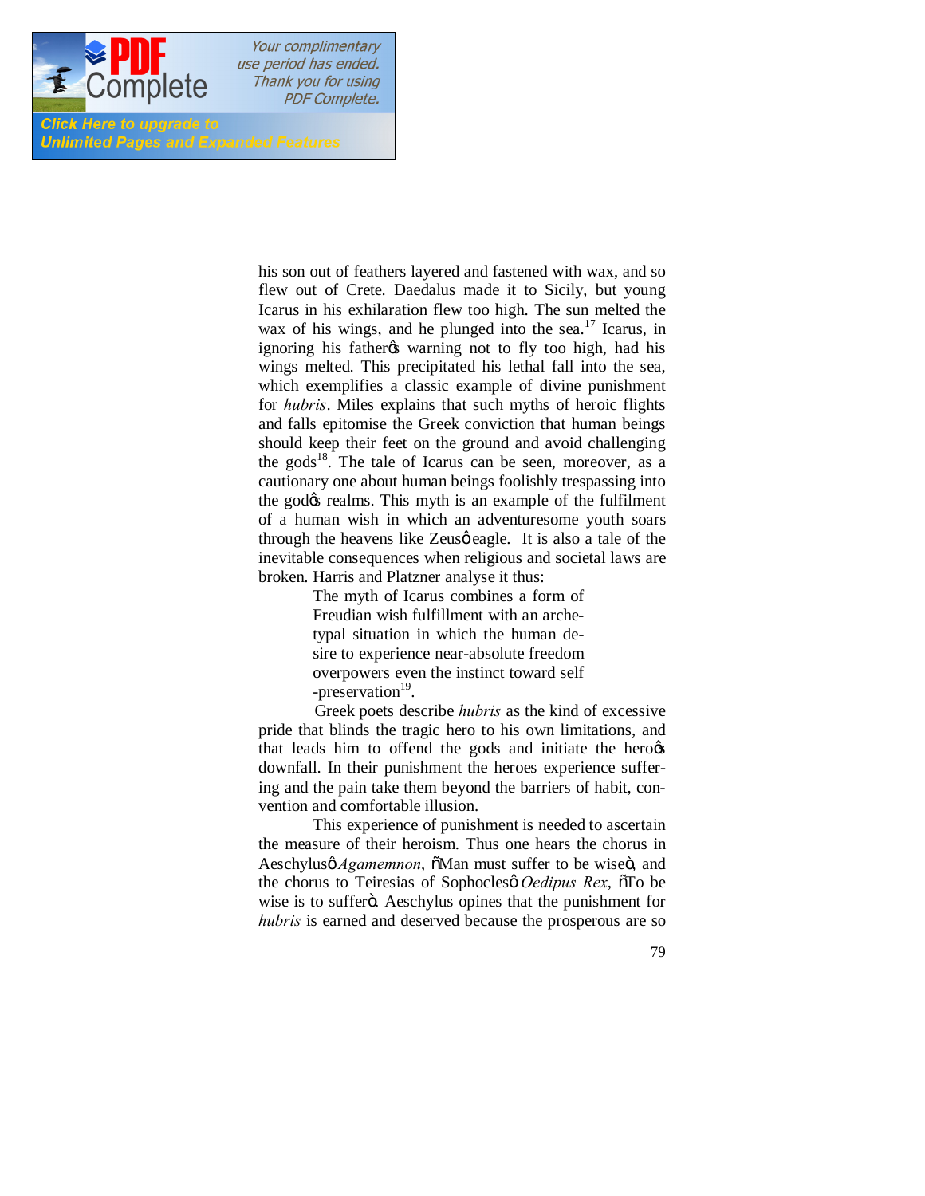his son out of feathers layered and fastened with wax, and so flew out of Crete. Daedalus made it to Sicily, but young Icarus in his exhilaration flew too high. The sun melted the wax of his wings, and he plunged into the sea.[17] Icarus, in ignoring his father's warning not to fly too high, had his wings melted. This precipitated his lethal fall into the sea, which exemplifies a classic example of divine punishment for *hubris*. Miles explains that such myths of heroic flights and falls epitomise the Greek conviction that human beings should keep their feet on the ground and avoid challenging the gods[18]. The tale of Icarus can be seen, moreover, as a cautionary one about human beings foolishly trespassing into the god's realms. This myth is an example of the fulfilment of a human wish in which an adventuresome youth soars through the heavens like Zeus' eagle. It is also a tale of the inevitable consequences when religious and societal laws are broken. Harris and Platzner analyse it thus:

> The myth of Icarus combines a form of Freudian wish fulfillment with an archetypal situation in which the human desire to experience near-absolute freedom overpowers even the instinct toward self-preservation[19].

Greek poets describe *hubris* as the kind of excessive pride that blinds the tragic hero to his own limitations, and that leads him to offend the gods and initiate the hero's downfall. In their punishment the heroes experience suffering and the pain take them beyond the barriers of habit, convention and comfortable illusion.

This experience of punishment is needed to ascertain the measure of their heroism. Thus one hears the chorus in Aeschylus' *Agamemnon*, "Man must suffer to be wise", and the chorus to Teiresias of Sophocles' *Oedipus Rex*, "To be wise is to suffer". Aeschylus opines that the punishment for *hubris* is earned and deserved because the prosperous are so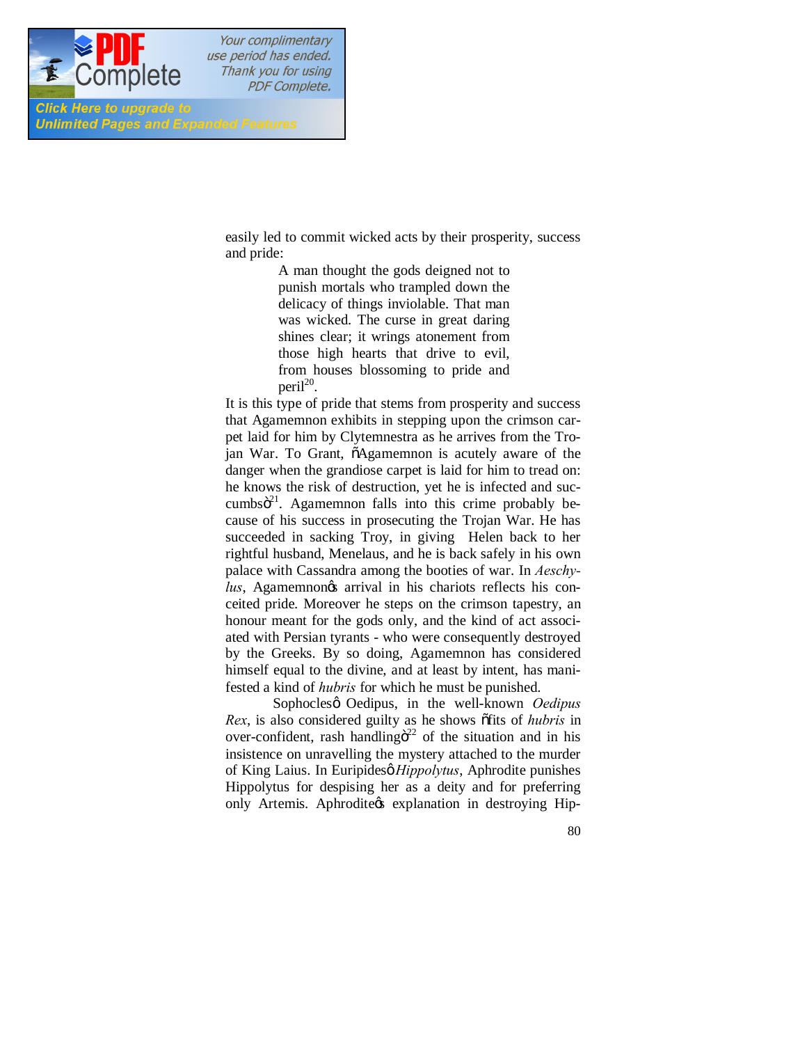easily led to commit wicked acts by their prosperity, success and pride:

> A man thought the gods deigned not to punish mortals who trampled down the delicacy of things inviolable. That man was wicked. The curse in great daring shines clear; it wrings atonement from those high hearts that drive to evil, from houses blossoming to pride and peril[20].

It is this type of pride that stems from prosperity and success that Agamemnon exhibits in stepping upon the crimson carpet laid for him by Clytemnestra as he arrives from the Trojan War. To Grant, "Agamemnon is acutely aware of the danger when the grandiose carpet is laid for him to tread on: he knows the risk of destruction, yet he is infected and succumbs"[21]. Agamemnon falls into this crime probably because of his success in prosecuting the Trojan War. He has succeeded in sacking Troy, in giving Helen back to her rightful husband, Menelaus, and he is back safely in his own palace with Cassandra among the booties of war. In *Aeschylus*, Agamemnon's arrival in his chariots reflects his conceited pride. Moreover he steps on the crimson tapestry, an honour meant for the gods only, and the kind of act associated with Persian tyrants - who were consequently destroyed by the Greeks. By so doing, Agamemnon has considered himself equal to the divine, and at least by intent, has manifested a kind of *hubris* for which he must be punished.

Sophocles' Oedipus, in the well-known *Oedipus Rex*, is also considered guilty as he shows "fits of *hubris* in over-confident, rash handling"[22] of the situation and in his insistence on unravelling the mystery attached to the murder of King Laius. In Euripides' *Hippolytus*, Aphrodite punishes Hippolytus for despising her as a deity and for preferring only Artemis. Aphrodite's explanation in destroying Hip-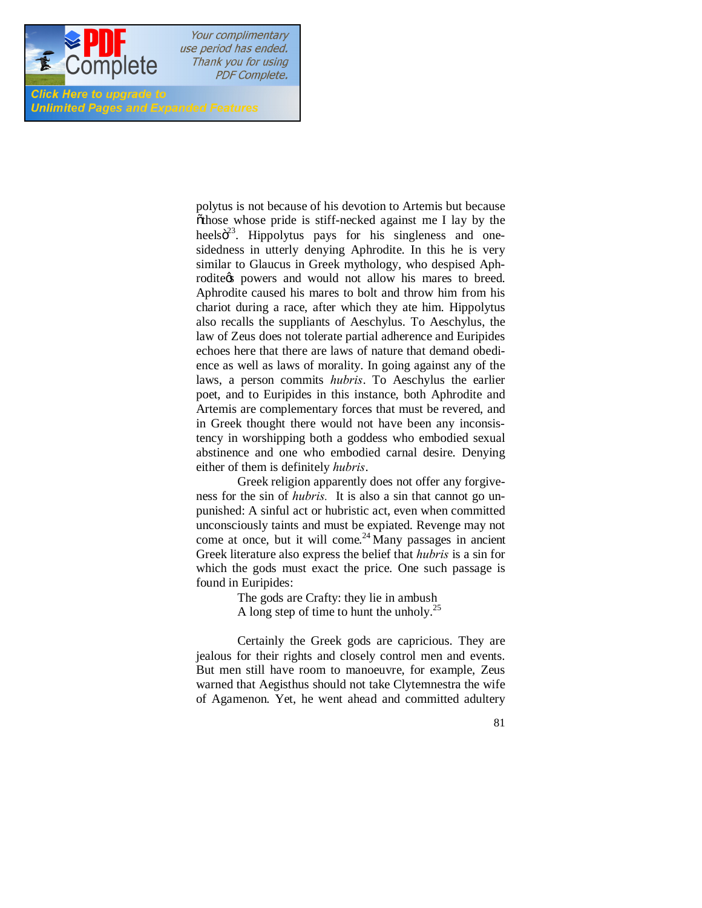polytus is not because of his devotion to Artemis but because "those whose pride is stiff-necked against me I lay by the heels"[23]. Hippolytus pays for his singleness and one-sidedness in utterly denying Aphrodite. In this he is very similar to Glaucus in Greek mythology, who despised Aphrodite's powers and would not allow his mares to breed. Aphrodite caused his mares to bolt and throw him from his chariot during a race, after which they ate him. Hippolytus also recalls the suppliants of Aeschylus. To Aeschylus, the law of Zeus does not tolerate partial adherence and Euripides echoes here that there are laws of nature that demand obedience as well as laws of morality. In going against any of the laws, a person commits *hubris*. To Aeschylus the earlier poet, and to Euripides in this instance, both Aphrodite and Artemis are complementary forces that must be revered, and in Greek thought there would not have been any inconsistency in worshipping both a goddess who embodied sexual abstinence and one who embodied carnal desire. Denying either of them is definitely *hubris*.

Greek religion apparently does not offer any forgiveness for the sin of *hubris.* It is also a sin that cannot go unpunished: A sinful act or hubristic act, even when committed unconsciously taints and must be expiated. Revenge may not come at once, but it will come.[24] Many passages in ancient Greek literature also express the belief that *hubris* is a sin for which the gods must exact the price. One such passage is found in Euripides:

> The gods are Crafty: they lie in ambush
> A long step of time to hunt the unholy.[25]

Certainly the Greek gods are capricious. They are jealous for their rights and closely control men and events. But men still have room to manoeuvre, for example, Zeus warned that Aegisthus should not take Clytemnestra the wife of Agamenon. Yet, he went ahead and committed adultery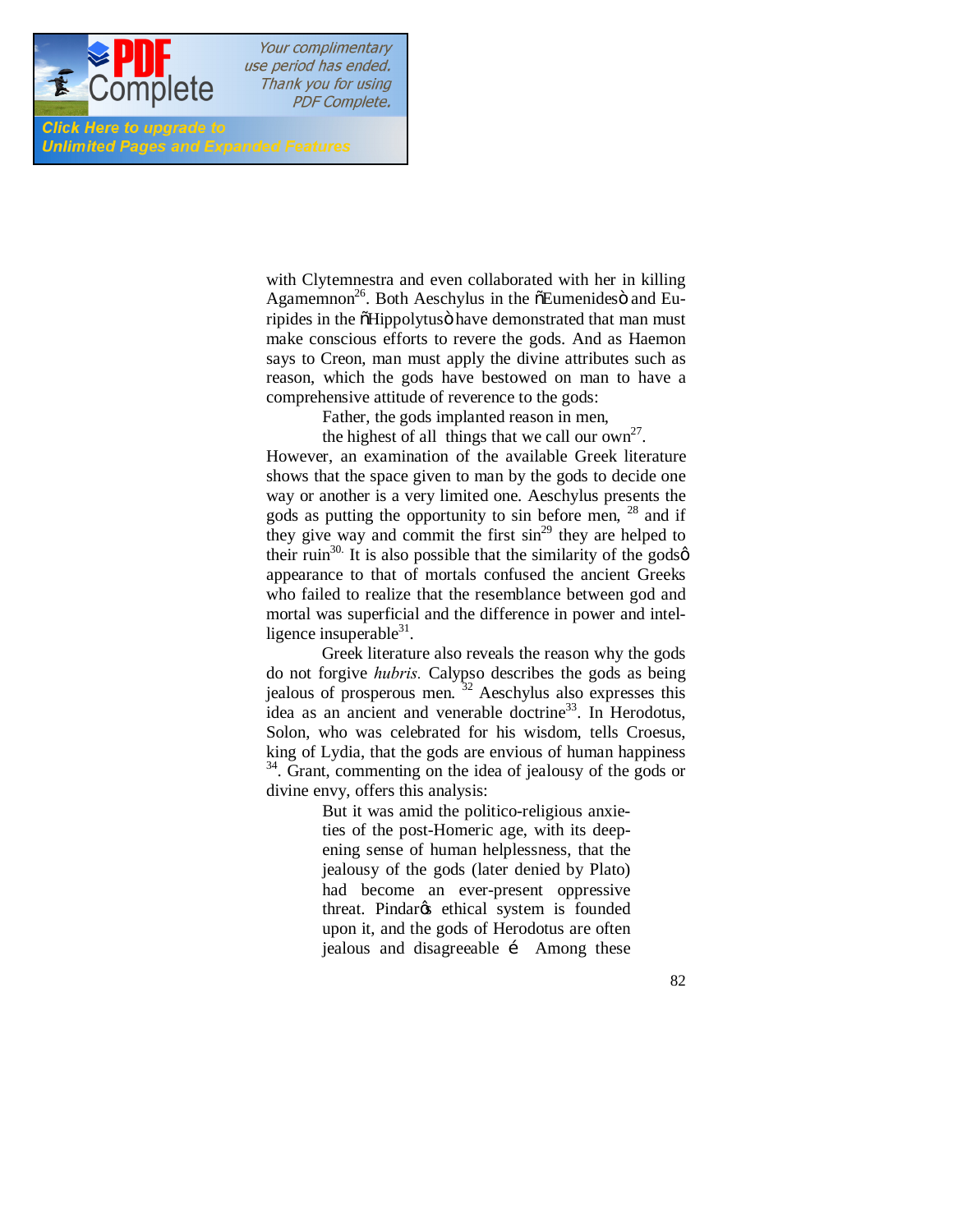with Clytemnestra and even collaborated with her in killing Agamemnon[26]. Both Aeschylus in the "Eumenides" and Euripides in the "Hippolytus" have demonstrated that man must make conscious efforts to revere the gods. And as Haemon says to Creon, man must apply the divine attributes such as reason, which the gods have bestowed on man to have a comprehensive attitude of reverence to the gods:

> Father, the gods implanted reason in men,
> the highest of all things that we call our own[27].

However, an examination of the available Greek literature shows that the space given to man by the gods to decide one way or another is a very limited one. Aeschylus presents the gods as putting the opportunity to sin before men, [28] and if they give way and commit the first sin[29] they are helped to their ruin[30]. It is also possible that the similarity of the gods' appearance to that of mortals confused the ancient Greeks who failed to realize that the resemblance between god and mortal was superficial and the difference in power and intelligence insuperable[31].

Greek literature also reveals the reason why the gods do not forgive *hubris.* Calypso describes the gods as being jealous of prosperous men. [32] Aeschylus also expresses this idea as an ancient and venerable doctrine[33]. In Herodotus, Solon, who was celebrated for his wisdom, tells Croesus, king of Lydia, that the gods are envious of human happiness [34]. Grant, commenting on the idea of jealousy of the gods or divine envy, offers this analysis:

> But it was amid the politico-religious anxieties of the post-Homeric age, with its deepening sense of human helplessness, that the jealousy of the gods (later denied by Plato) had become an ever-present oppressive threat. Pindar's ethical system is founded upon it, and the gods of Herodotus are often jealous and disagreeable … Among these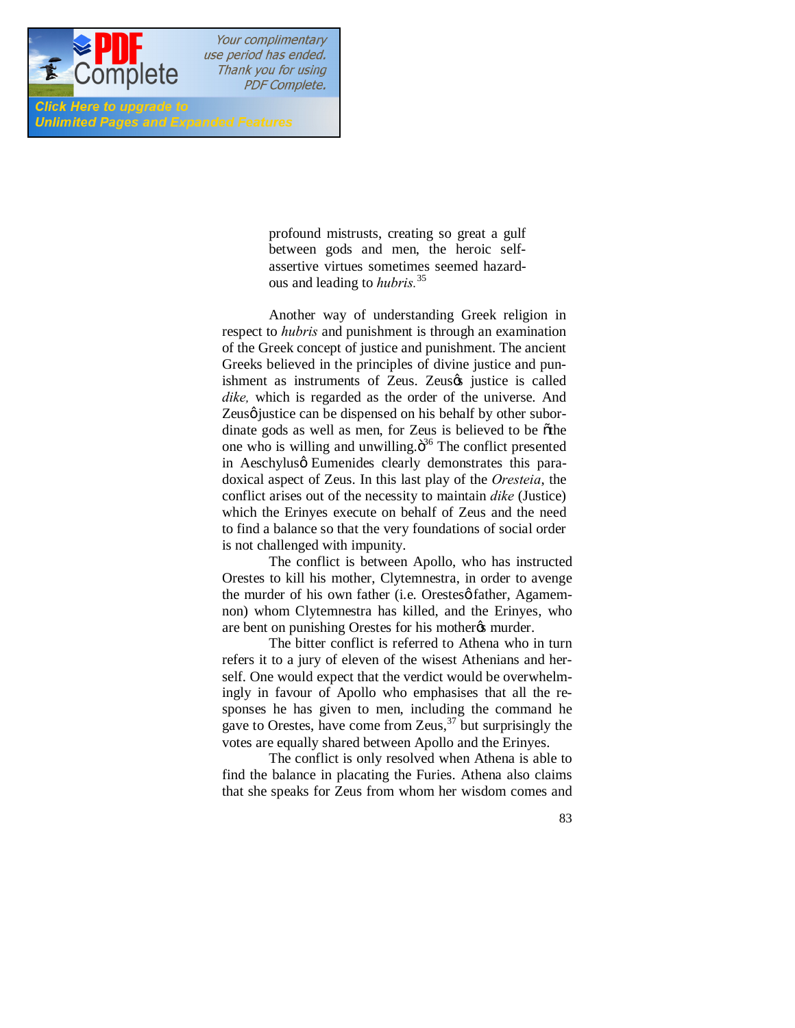> profound mistrusts, creating so great a gulf between gods and men, the heroic self-assertive virtues sometimes seemed hazardous and leading to *hubris.*[35]

Another way of understanding Greek religion in respect to *hubris* and punishment is through an examination of the Greek concept of justice and punishment. The ancient Greeks believed in the principles of divine justice and punishment as instruments of Zeus. Zeus's justice is called *dike,* which is regarded as the order of the universe. And Zeus' justice can be dispensed on his behalf by other subordinate gods as well as men, for Zeus is believed to be "the one who is willing and unwilling."[36] The conflict presented in Aeschylus' Eumenides clearly demonstrates this paradoxical aspect of Zeus. In this last play of the *Oresteia*, the conflict arises out of the necessity to maintain *dike* (Justice) which the Erinyes execute on behalf of Zeus and the need to find a balance so that the very foundations of social order is not challenged with impunity.

The conflict is between Apollo, who has instructed Orestes to kill his mother, Clytemnestra, in order to avenge the murder of his own father (i.e. Orestes' father, Agamemnon) whom Clytemnestra has killed, and the Erinyes, who are bent on punishing Orestes for his mother's murder.

The bitter conflict is referred to Athena who in turn refers it to a jury of eleven of the wisest Athenians and herself. One would expect that the verdict would be overwhelmingly in favour of Apollo who emphasises that all the responses he has given to men, including the command he gave to Orestes, have come from Zeus,[37] but surprisingly the votes are equally shared between Apollo and the Erinyes.

The conflict is only resolved when Athena is able to find the balance in placating the Furies. Athena also claims that she speaks for Zeus from whom her wisdom comes and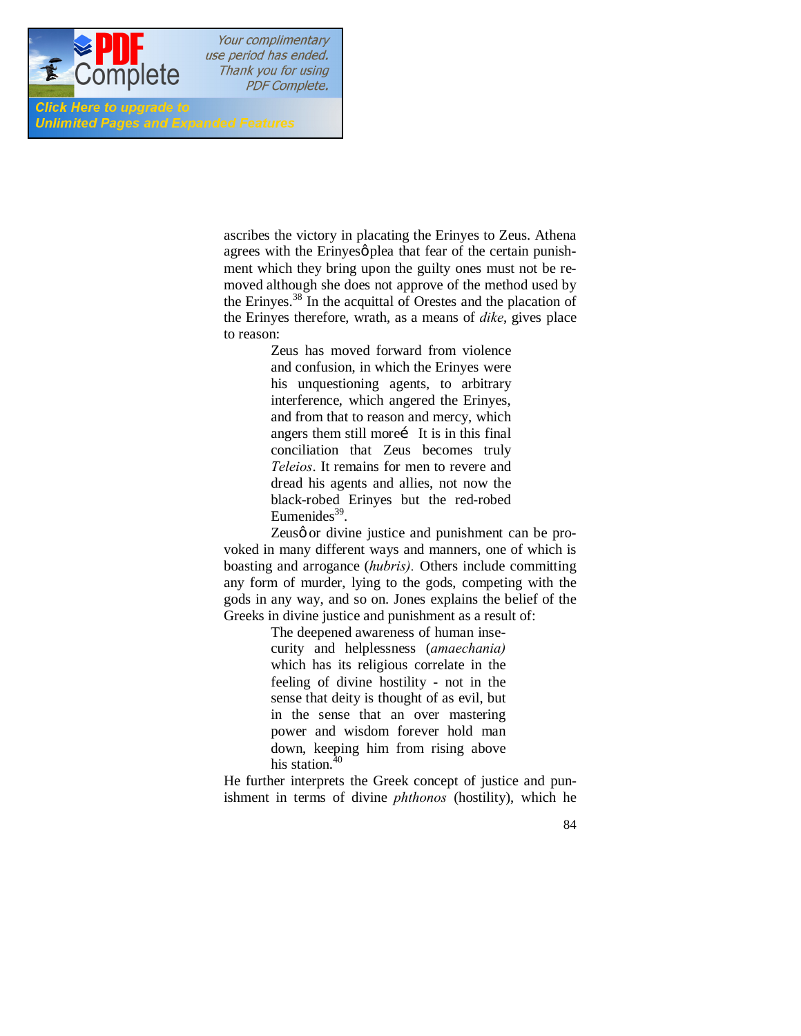ascribes the victory in placating the Erinyes to Zeus. Athena agrees with the Erinyesô plea that fear of the certain punishment which they bring upon the guilty ones must not be removed although she does not approve of the method used by the Erinyes.[38] In the acquittal of Orestes and the placation of the Erinyes therefore, wrath, as a means of *dike*, gives place to reason:

> Zeus has moved forward from violence and confusion, in which the Erinyes were his unquestioning agents, to arbitrary interference, which angered the Erinyes, and from that to reason and mercy, which angers them still moreí It is in this final conciliation that Zeus becomes truly *Teleios*. It remains for men to revere and dread his agents and allies, not now the black-robed Erinyes but the red-robed Eumenides[39].

Zeusô or divine justice and punishment can be provoked in many different ways and manners, one of which is boasting and arrogance (*hubris)*. Others include committing any form of murder, lying to the gods, competing with the gods in any way, and so on. Jones explains the belief of the Greeks in divine justice and punishment as a result of:

> The deepened awareness of human insecurity and helplessness (*amaechania)* which has its religious correlate in the feeling of divine hostility - not in the sense that deity is thought of as evil, but in the sense that an over mastering power and wisdom forever hold man down, keeping him from rising above his station.[40]

He further interprets the Greek concept of justice and punishment in terms of divine *phthonos* (hostility), which he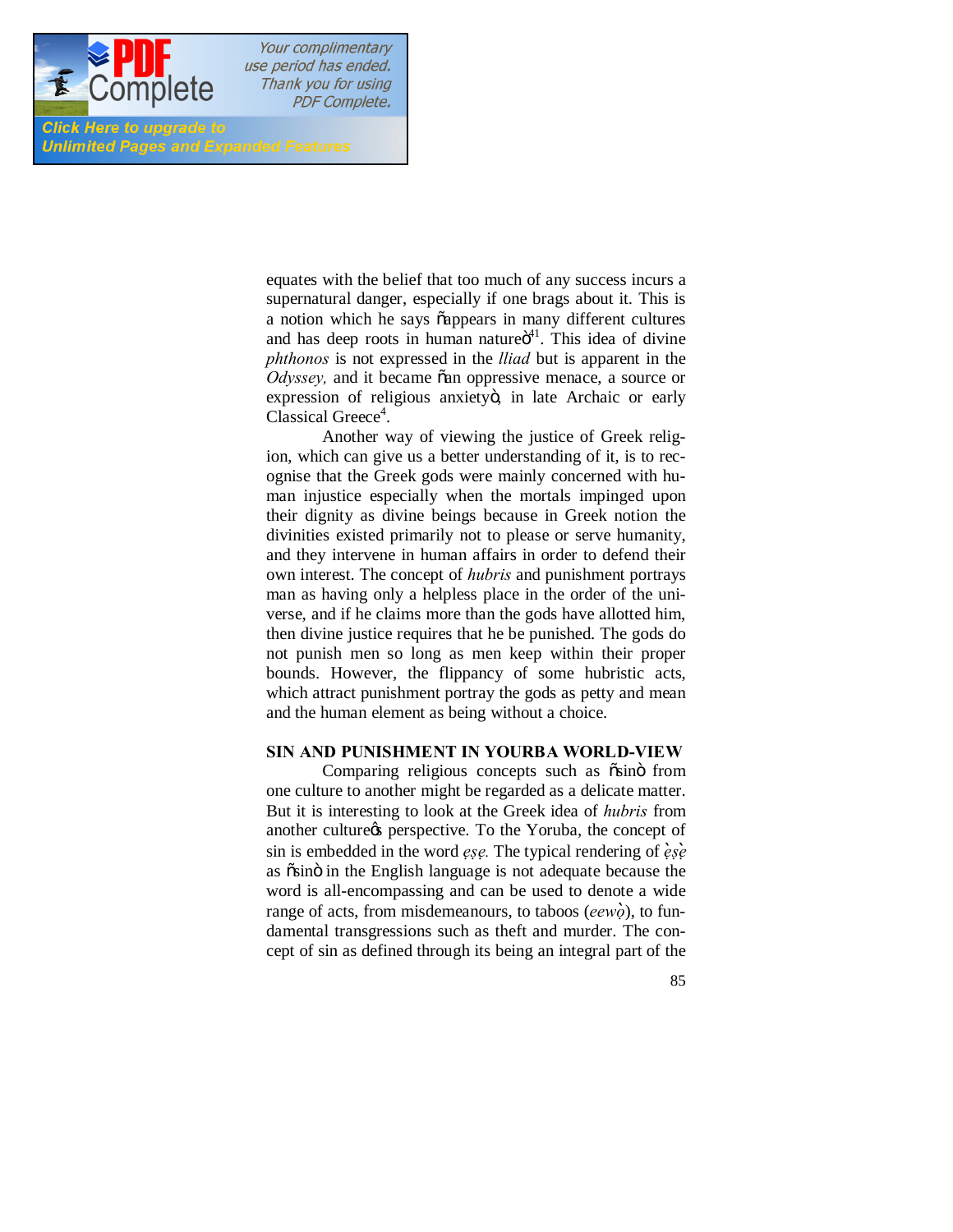equates with the belief that too much of any success incurs a supernatural danger, especially if one brags about it. This is a notion which he says "appears in many different cultures and has deep roots in human nature"[41]. This idea of divine *phthonos* is not expressed in the *Iliad* but is apparent in the *Odyssey,* and it became "an oppressive menace, a source or expression of religious anxiety", in late Archaic or early Classical Greece[4].

Another way of viewing the justice of Greek religion, which can give us a better understanding of it, is to recognise that the Greek gods were mainly concerned with human injustice especially when the mortals impinged upon their dignity as divine beings because in Greek notion the divinities existed primarily not to please or serve humanity, and they intervene in human affairs in order to defend their own interest. The concept of *hubris* and punishment portrays man as having only a helpless place in the order of the universe, and if he claims more than the gods have allotted him, then divine justice requires that he be punished. The gods do not punish men so long as men keep within their proper bounds. However, the flippancy of some hubristic acts, which attract punishment portray the gods as petty and mean and the human element as being without a choice.

## SIN AND PUNISHMENT IN YOURBA WORLD-VIEW

Comparing religious concepts such as "sin" from one culture to another might be regarded as a delicate matter. But it is interesting to look at the Greek idea of *hubris* from another culture's perspective. To the Yoruba, the concept of sin is embedded in the word *ẹṣẹ.* The typical rendering of *ẹ̀ṣẹ̀* as "sin" in the English language is not adequate because the word is all-encompassing and can be used to denote a wide range of acts, from misdemeanours, to taboos (*eewọ̀*), to fundamental transgressions such as theft and murder. The concept of sin as defined through its being an integral part of the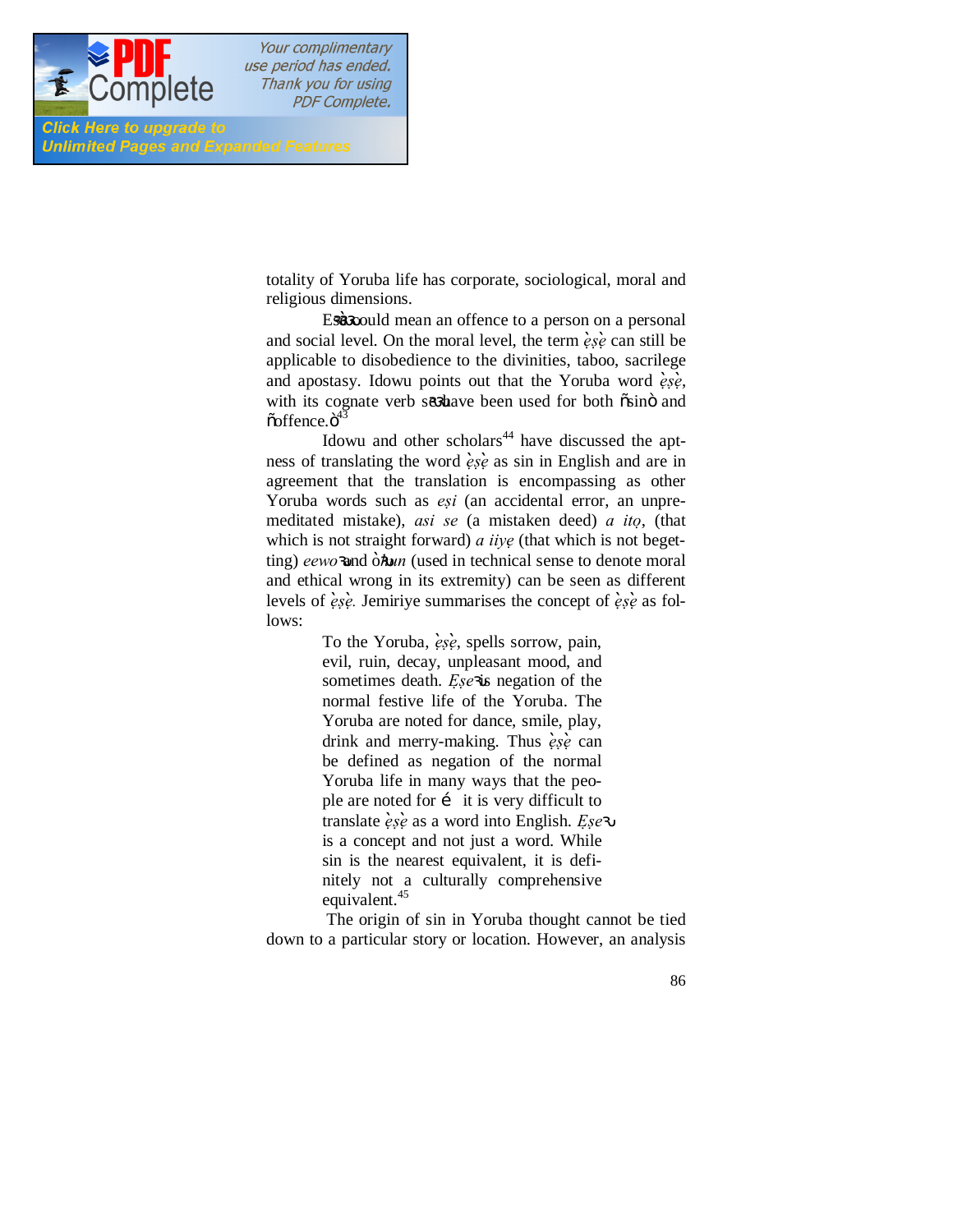totality of Yoruba life has corporate, sociological, moral and religious dimensions.

Ẹ̀ṣẹ̀ could mean an offence to a person on a personal and social level. On the moral level, the term ẹ̀ṣẹ̀ can still be applicable to disobedience to the divinities, taboo, sacrilege and apostasy. Idowu points out that the Yoruba word ẹ̀ṣẹ̀, with its cognate verb ṣẹ̀, have been used for both "sin" and "offence."[43]

Idowu and other scholars[44] have discussed the aptness of translating the word ẹ̀ṣẹ̀ as sin in English and are in agreement that the translation is encompassing as other Yoruba words such as *ẹṣi* (an accidental error, an unpremeditated mistake), *asi se* (a mistaken deed) *a itọ*, (that which is not straight forward) *a iiyẹ* (that which is not begetting) *eewo* and *ọ̀tẹ̀un* (used in technical sense to denote moral and ethical wrong in its extremity) can be seen as different levels of *ẹ̀ṣẹ̀*. Jemiriye summarises the concept of ẹ̀ṣẹ̀ as follows:

> To the Yoruba, ẹ̀ṣẹ̀, spells sorrow, pain, evil, ruin, decay, unpleasant mood, and sometimes death. *Ẹṣẹ̀* is negation of the normal festive life of the Yoruba. The Yoruba are noted for dance, smile, play, drink and merry-making. Thus ẹ̀ṣẹ̀ can be defined as negation of the normal Yoruba life in many ways that the people are noted for … it is very difficult to translate ẹ̀ṣẹ̀ as a word into English. *Ẹṣẹ̀* is a concept and not just a word. While sin is the nearest equivalent, it is definitely not a culturally comprehensive equivalent.[45]

The origin of sin in Yoruba thought cannot be tied down to a particular story or location. However, an analysis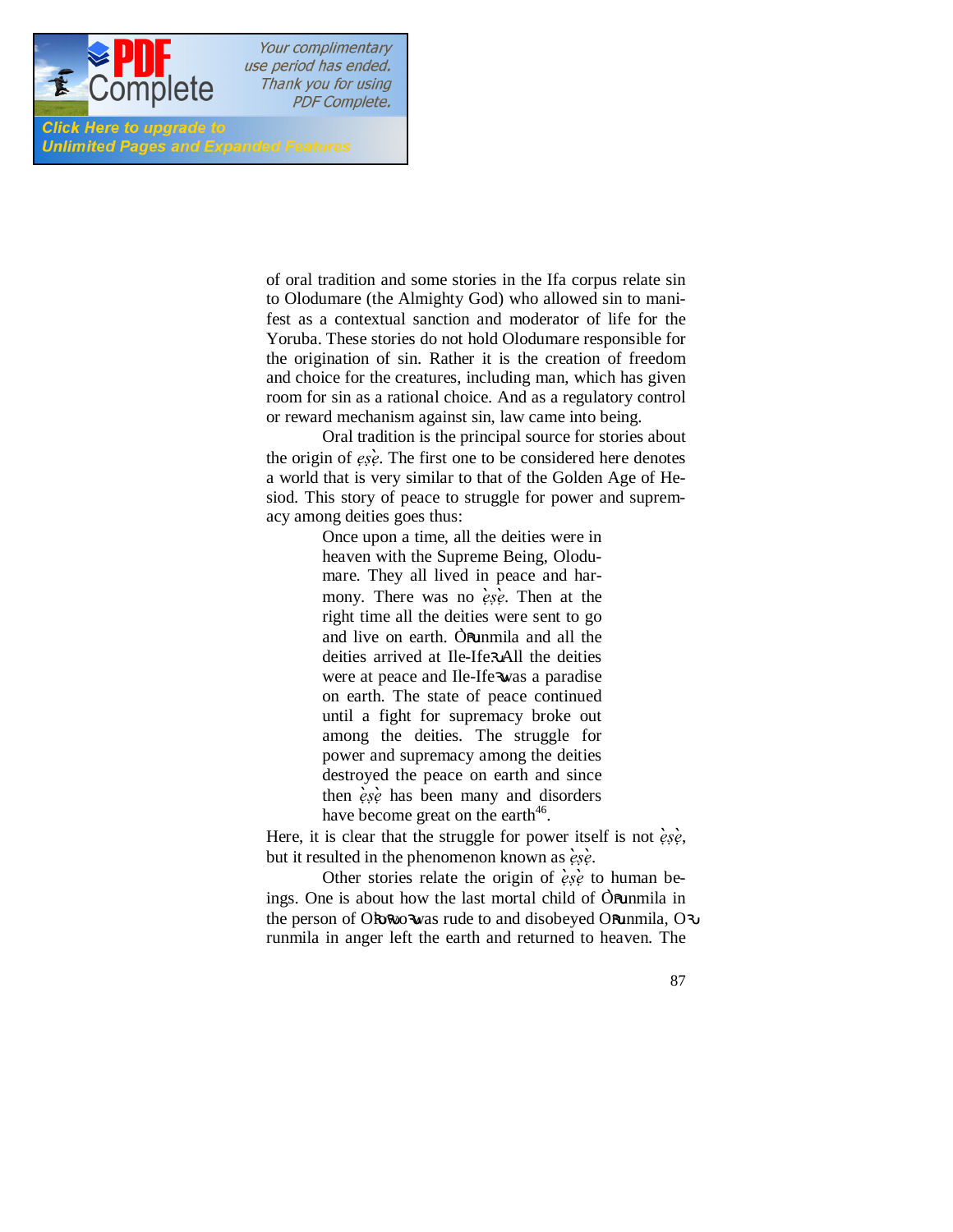of oral tradition and some stories in the Ifa corpus relate sin to Olodumare (the Almighty God) who allowed sin to manifest as a contextual sanction and moderator of life for the Yoruba. These stories do not hold Olodumare responsible for the origination of sin. Rather it is the creation of freedom and choice for the creatures, including man, which has given room for sin as a rational choice. And as a regulatory control or reward mechanism against sin, law came into being.

Oral tradition is the principal source for stories about the origin of *ẹṣẹ̀*. The first one to be considered here denotes a world that is very similar to that of the Golden Age of Hesiod. This story of peace to struggle for power and supremacy among deities goes thus:

> Once upon a time, all the deities were in heaven with the Supreme Being, Olodumare. They all lived in peace and harmony. There was no *ẹ̀ṣẹ̀*. Then at the right time all the deities were sent to go and live on earth. Ọ̀rúnmìla and all the deities arrived at Ile-Ifẹ̀. All the deities were at peace and Ile-Ifẹ̀ was a paradise on earth. The state of peace continued until a fight for supremacy broke out among the deities. The struggle for power and supremacy among the deities destroyed the peace on earth and since then *ẹ̀ṣẹ̀* has been many and disorders have become great on the earth[46].

Here, it is clear that the struggle for power itself is not *ẹ̀ṣẹ̀*, but it resulted in the phenomenon known as *ẹ̀ṣẹ̀*.

Other stories relate the origin of *ẹ̀ṣẹ̀* to human beings. One is about how the last mortal child of Ọ̀rúnmìla in the person of Ọlọ́wọ̀ was rude to and disobeyed Ọ̀rúnmìla, Ọ̀rúnmìla in anger left the earth and returned to heaven. The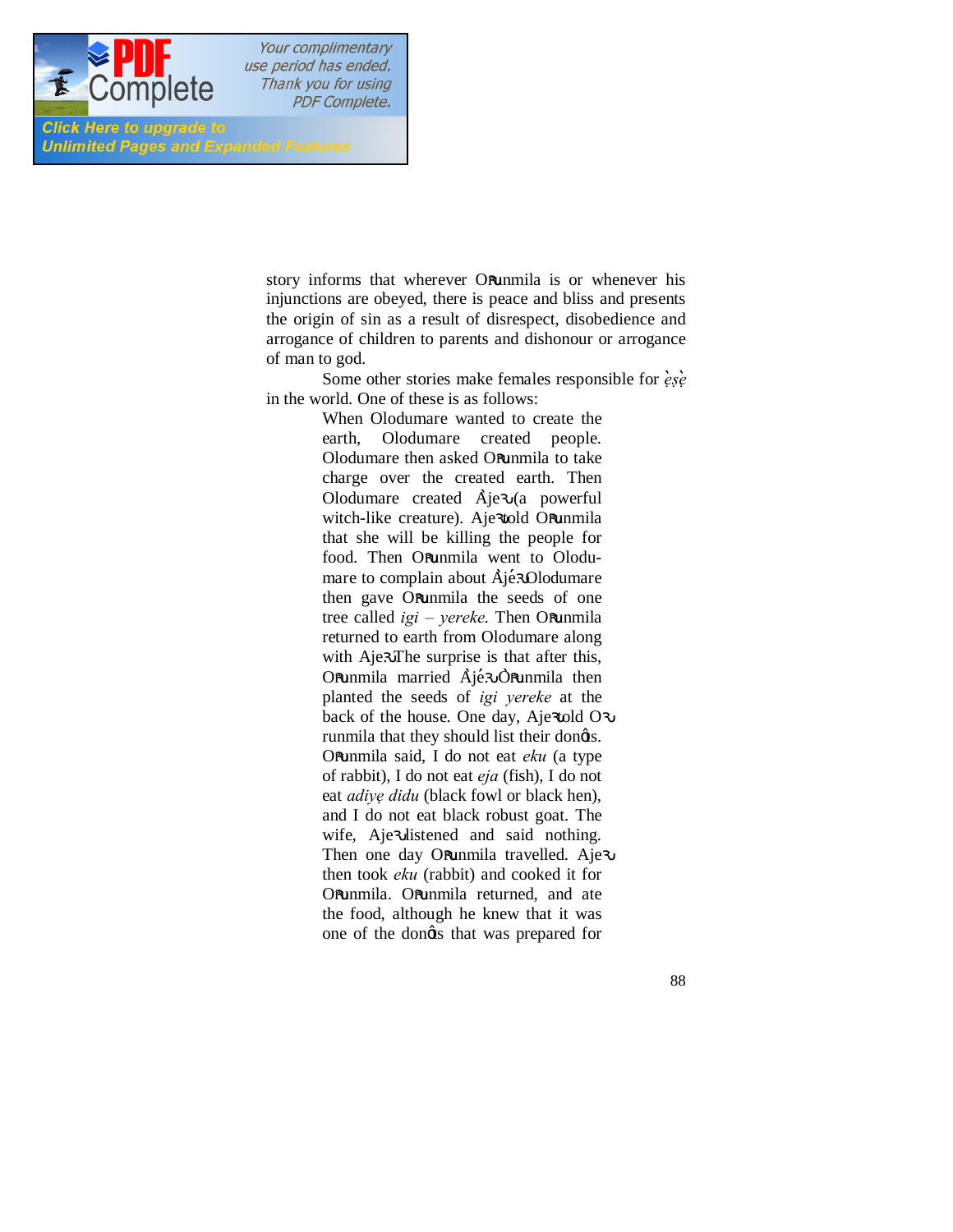story informs that wherever Ọrunmila is or whenever his injunctions are obeyed, there is peace and bliss and presents the origin of sin as a result of disrespect, disobedience and arrogance of children to parents and dishonour or arrogance of man to god.

Some other stories make females responsible for *ẹ̀ṣẹ̀* in the world. One of these is as follows:

> When Olodumare wanted to create the earth, Olodumare created people. Olodumare then asked Ọrunmila to take charge over the created earth. Then Olodumare created Àjẹ (a powerful witch-like creature). Ajẹ told Ọrunmila that she will be killing the people for food. Then Ọrunmila went to Olodumare to complain about Àjẹ́. Olodumare then gave Ọrunmila the seeds of one tree called *igi – yereke*. Then Ọrunmila returned to earth from Olodumare along with Ajẹ. The surprise is that after this, Ọrunmila married Àjẹ́. Ọ̀runmila then planted the seeds of *igi yereke* at the back of the house. One day, Ajẹ told Ọrunmila that they should list their donts. Ọrunmila said, I do not eat *eku* (a type of rabbit), I do not eat *eja* (fish), I do not eat *adiyẹ didu* (black fowl or black hen), and I do not eat black robust goat. The wife, Ajẹ listened and said nothing. Then one day Ọrunmila travelled. Ajẹ then took *eku* (rabbit) and cooked it for Ọrunmila. Ọrunmila returned, and ate the food, although he knew that it was one of the donts that was prepared for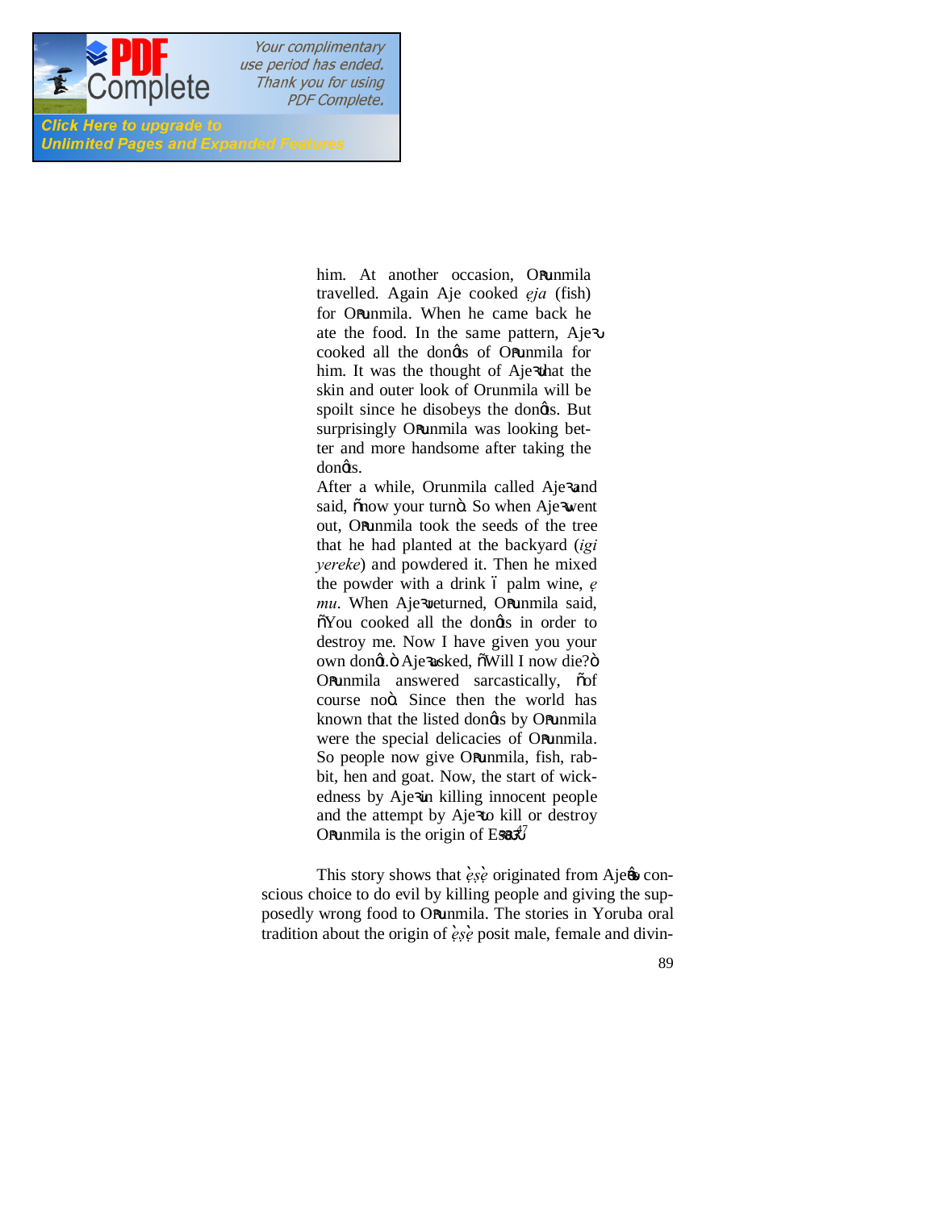him. At another occasion, Ọ̀rúnmila travelled. Again Aje cooked *ẹja* (fish) for Ọ̀rúnmila. When he came back he ate the food. In the same pattern, Ajẹ̀ cooked all the donʼts of Ọ̀rúnmila for him. It was the thought of Ajẹ̀ that the skin and outer look of Orunmila will be spoilt since he disobeys the donʼts. But surprisingly Ọ̀rúnmila was looking better and more handsome after taking the donʼts.

After a while, Orunmila called Ajẹ̀ and said, "now your turn". So when Ajẹ̀ went out, Ọ̀rúnmila took the seeds of the tree that he had planted at the backyard (*igi yereke*) and powdered it. Then he mixed the powder with a drink – palm wine, *ẹmu*. When Ajẹ̀ returned, Ọ̀rúnmila said, "You cooked all the donʼts in order to destroy me. Now I have given you your own donʼt." Ajẹ̀ asked, "Will I now die?" Ọ̀rúnmila answered sarcastically, "of course no". Since then the world has known that the listed donʼts by Ọ̀rúnmila were the special delicacies of Ọ̀rúnmila. So people now give Ọ̀rúnmila, fish, rabbit, hen and goat. Now, the start of wickedness by Ajẹ̀ in killing innocent people and the attempt by Ajẹ̀ to kill or destroy Ọ̀rúnmila is the origin of Ẹ̀ṣẹ̀.[47]

This story shows that *ẹ̀ṣẹ̀* originated from Ajẹʼs conscious choice to do evil by killing people and giving the supposedly wrong food to Ọ̀rúnmila. The stories in Yoruba oral tradition about the origin of *ẹ̀ṣẹ̀* posit male, female and divin-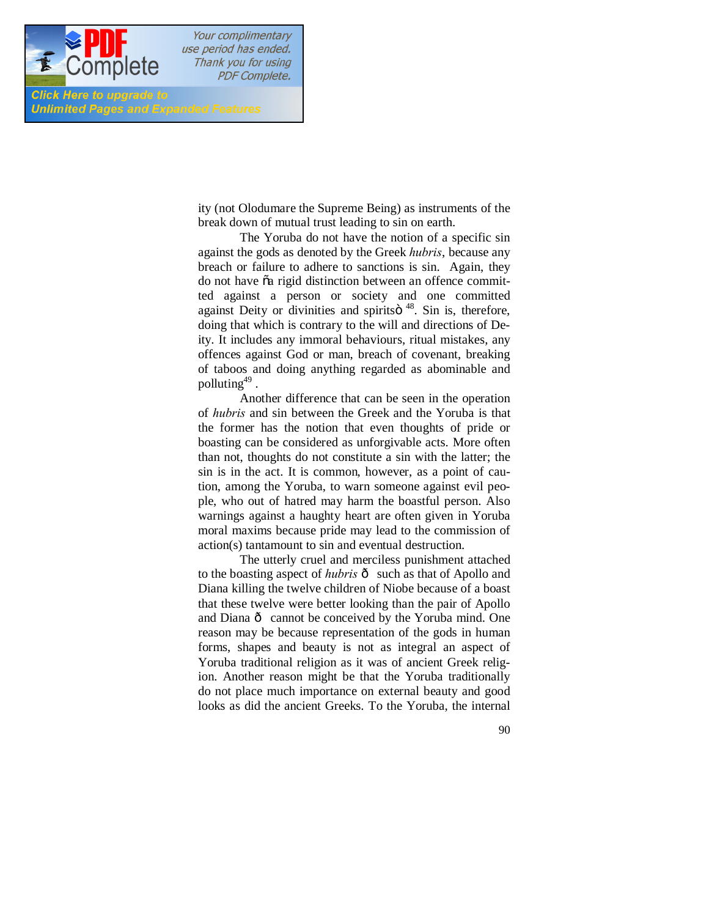ity (not Olodumare the Supreme Being) as instruments of the break down of mutual trust leading to sin on earth.

The Yoruba do not have the notion of a specific sin against the gods as denoted by the Greek *hubris*, because any breach or failure to adhere to sanctions is sin. Again, they do not have "a rigid distinction between an offence committed against a person or society and one committed against Deity or divinities and spirits"[48]. Sin is, therefore, doing that which is contrary to the will and directions of Deity. It includes any immoral behaviours, ritual mistakes, any offences against God or man, breach of covenant, breaking of taboos and doing anything regarded as abominable and polluting[49] .

Another difference that can be seen in the operation of *hubris* and sin between the Greek and the Yoruba is that the former has the notion that even thoughts of pride or boasting can be considered as unforgivable acts. More often than not, thoughts do not constitute a sin with the latter; the sin is in the act. It is common, however, as a point of caution, among the Yoruba, to warn someone against evil people, who out of hatred may harm the boastful person. Also warnings against a haughty heart are often given in Yoruba moral maxims because pride may lead to the commission of action(s) tantamount to sin and eventual destruction.

The utterly cruel and merciless punishment attached to the boasting aspect of *hubris* – such as that of Apollo and Diana killing the twelve children of Niobe because of a boast that these twelve were better looking than the pair of Apollo and Diana – cannot be conceived by the Yoruba mind. One reason may be because representation of the gods in human forms, shapes and beauty is not as integral an aspect of Yoruba traditional religion as it was of ancient Greek religion. Another reason might be that the Yoruba traditionally do not place much importance on external beauty and good looks as did the ancient Greeks. To the Yoruba, the internal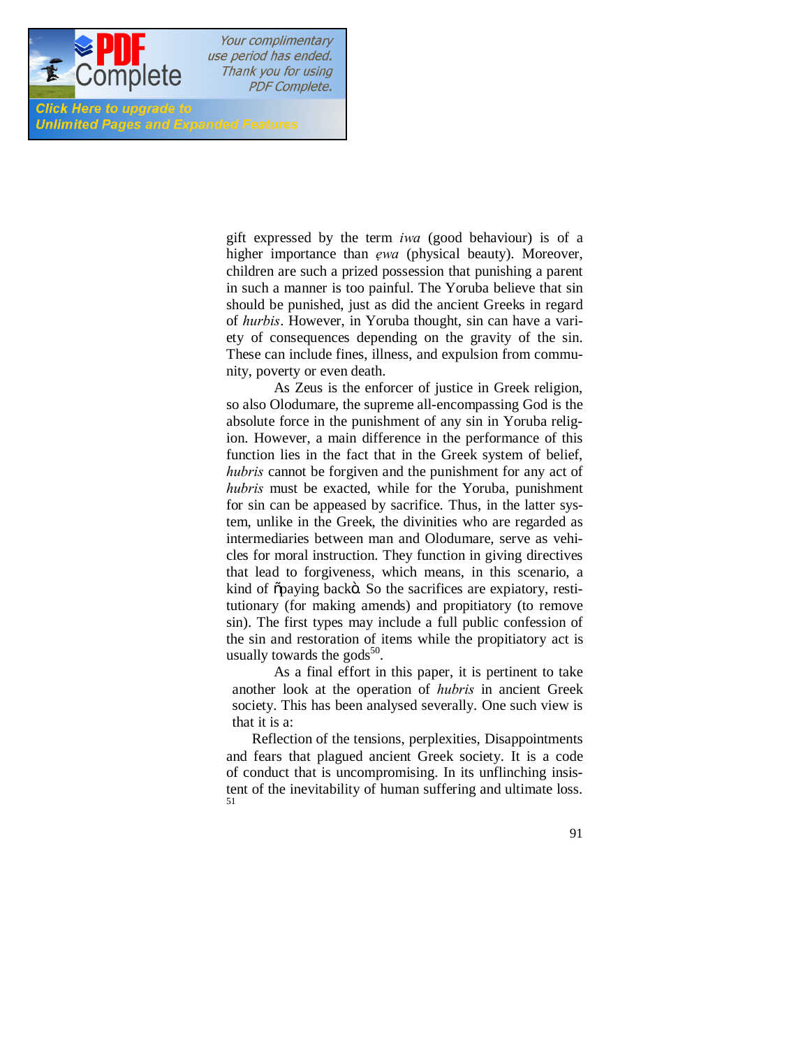gift expressed by the term *iwa* (good behaviour) is of a higher importance than *ẹwa* (physical beauty). Moreover, children are such a prized possession that punishing a parent in such a manner is too painful. The Yoruba believe that sin should be punished, just as did the ancient Greeks in regard of *hurbis*. However, in Yoruba thought, sin can have a variety of consequences depending on the gravity of the sin. These can include fines, illness, and expulsion from community, poverty or even death.

As Zeus is the enforcer of justice in Greek religion, so also Olodumare, the supreme all-encompassing God is the absolute force in the punishment of any sin in Yoruba religion. However, a main difference in the performance of this function lies in the fact that in the Greek system of belief, *hubris* cannot be forgiven and the punishment for any act of *hubris* must be exacted, while for the Yoruba, punishment for sin can be appeased by sacrifice. Thus, in the latter system, unlike in the Greek, the divinities who are regarded as intermediaries between man and Olodumare, serve as vehicles for moral instruction. They function in giving directives that lead to forgiveness, which means, in this scenario, a kind of "paying back". So the sacrifices are expiatory, restitutionary (for making amends) and propitiatory (to remove sin). The first types may include a full public confession of the sin and restoration of items while the propitiatory act is usually towards the gods[50].

As a final effort in this paper, it is pertinent to take another look at the operation of *hubris* in ancient Greek society. This has been analysed severally. One such view is that it is a:

> Reflection of the tensions, perplexities, Disappointments and fears that plagued ancient Greek society. It is a code of conduct that is uncompromising. In its unflinching insistent of the inevitability of human suffering and ultimate loss.[51]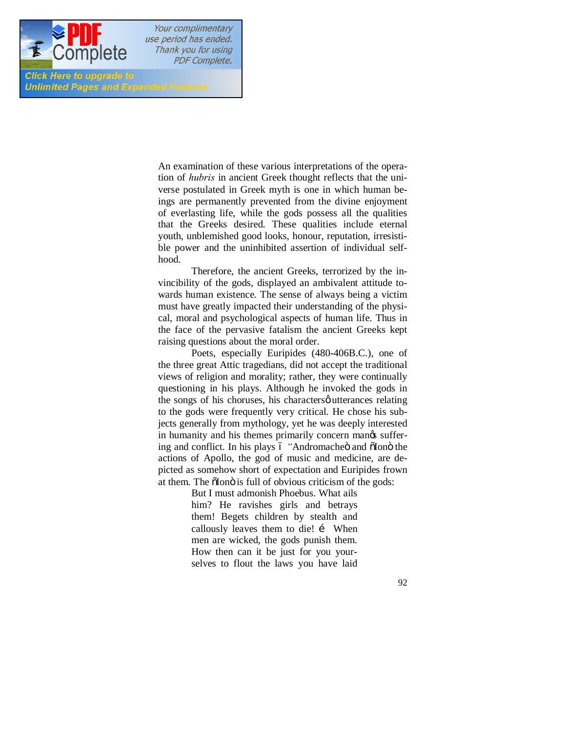An examination of these various interpretations of the operation of *hubris* in ancient Greek thought reflects that the universe postulated in Greek myth is one in which human beings are permanently prevented from the divine enjoyment of everlasting life, while the gods possess all the qualities that the Greeks desired. These qualities include eternal youth, unblemished good looks, honour, reputation, irresistible power and the uninhibited assertion of individual selfhood.

Therefore, the ancient Greeks, terrorized by the invincibility of the gods, displayed an ambivalent attitude towards human existence. The sense of always being a victim must have greatly impacted their understanding of the physical, moral and psychological aspects of human life. Thus in the face of the pervasive fatalism the ancient Greeks kept raising questions about the moral order.

Poets, especially Euripides (480-406B.C.), one of the three great Attic tragedians, did not accept the traditional views of religion and morality; rather, they were continually questioning in his plays. Although he invoked the gods in the songs of his choruses, his characters' utterances relating to the gods were frequently very critical. He chose his subjects generally from mythology, yet he was deeply interested in humanity and his themes primarily concern man's suffering and conflict. In his plays – "Andromache" and "Ion" the actions of Apollo, the god of music and medicine, are depicted as somehow short of expectation and Euripides frown at them. The "Ion" is full of obvious criticism of the gods:

> But I must admonish Phoebus. What ails him? He ravishes girls and betrays them! Begets children by stealth and callously leaves them to die! … When men are wicked, the gods punish them. How then can it be just for you yourselves to flout the laws you have laid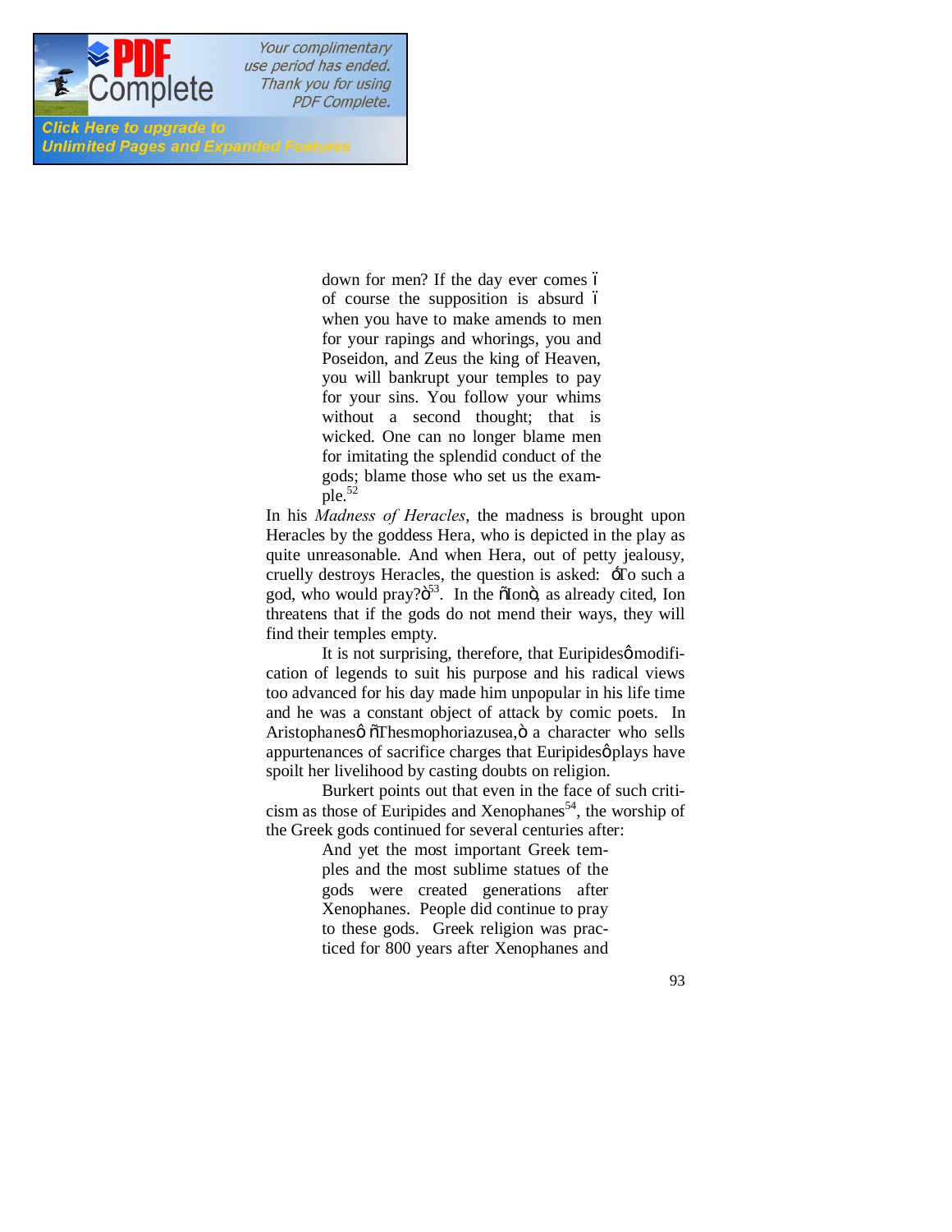> down for men? If the day ever comes – of course the supposition is absurd – when you have to make amends to men for your rapings and whorings, you and Poseidon, and Zeus the king of Heaven, you will bankrupt your temples to pay for your sins. You follow your whims without a second thought; that is wicked. One can no longer blame men for imitating the splendid conduct of the gods; blame those who set us the example.[52]

In his *Madness of Heracles*, the madness is brought upon Heracles by the goddess Hera, who is depicted in the play as quite unreasonable. And when Hera, out of petty jealousy, cruelly destroys Heracles, the question is asked: "To such a god, who would pray?"[53]. In the "Ion", as already cited, Ion threatens that if the gods do not mend their ways, they will find their temples empty.

It is not surprising, therefore, that Euripides' modification of legends to suit his purpose and his radical views too advanced for his day made him unpopular in his life time and he was a constant object of attack by comic poets. In Aristophanes' "Thesmophoriazusea," a character who sells appurtenances of sacrifice charges that Euripides' plays have spoilt her livelihood by casting doubts on religion.

Burkert points out that even in the face of such criticism as those of Euripides and Xenophanes[54], the worship of the Greek gods continued for several centuries after:

> And yet the most important Greek temples and the most sublime statues of the gods were created generations after Xenophanes. People did continue to pray to these gods. Greek religion was practiced for 800 years after Xenophanes and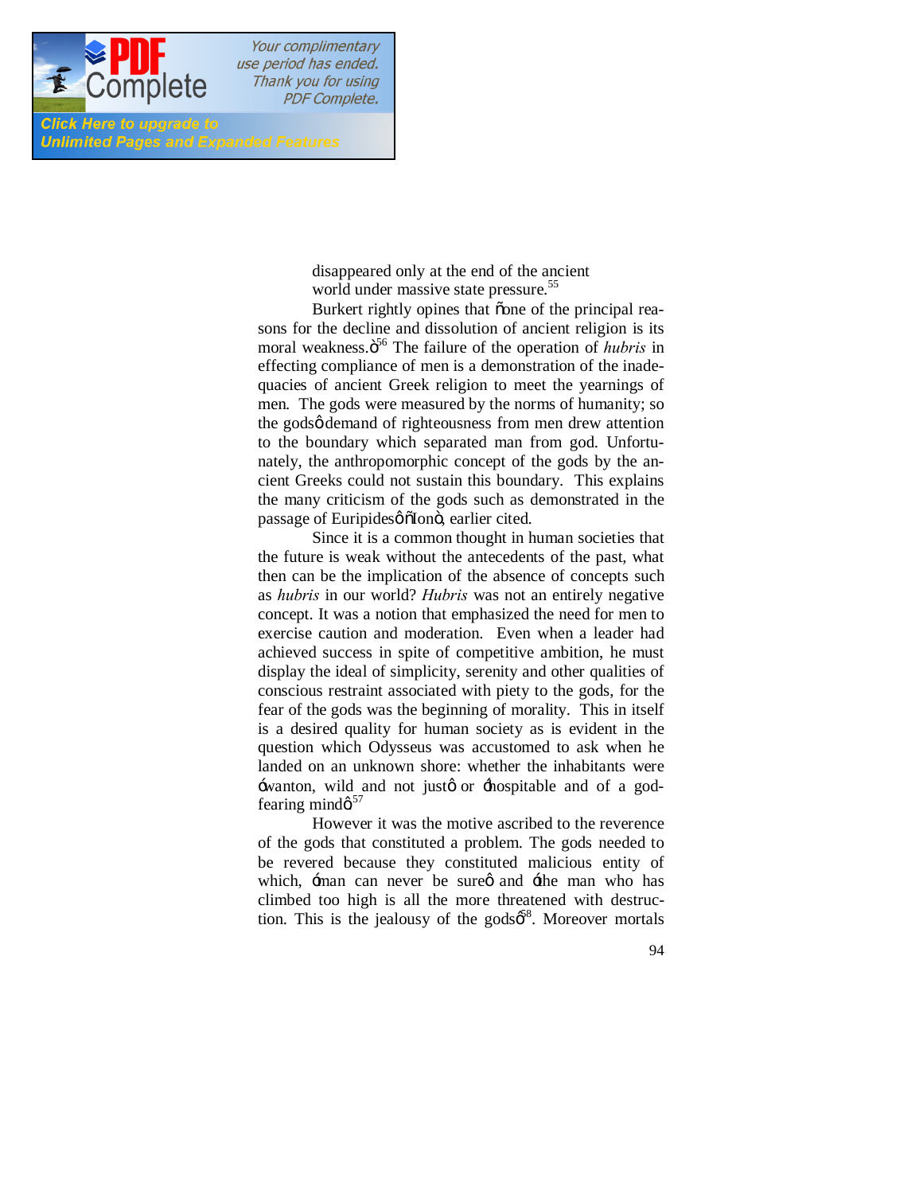disappeared only at the end of the ancient world under massive state pressure.[55]

Burkert rightly opines that "one of the principal reasons for the decline and dissolution of ancient religion is its moral weakness."[56] The failure of the operation of *hubris* in effecting compliance of men is a demonstration of the inadequacies of ancient Greek religion to meet the yearnings of men. The gods were measured by the norms of humanity; so the gods' demand of righteousness from men drew attention to the boundary which separated man from god. Unfortunately, the anthropomorphic concept of the gods by the ancient Greeks could not sustain this boundary. This explains the many criticism of the gods such as demonstrated in the passage of Euripides' "Ion", earlier cited.

Since it is a common thought in human societies that the future is weak without the antecedents of the past, what then can be the implication of the absence of concepts such as *hubris* in our world? *Hubris* was not an entirely negative concept. It was a notion that emphasized the need for men to exercise caution and moderation. Even when a leader had achieved success in spite of competitive ambition, he must display the ideal of simplicity, serenity and other qualities of conscious restraint associated with piety to the gods, for the fear of the gods was the beginning of morality. This in itself is a desired quality for human society as is evident in the question which Odysseus was accustomed to ask when he landed on an unknown shore: whether the inhabitants were 'wanton, wild and not just' or 'hospitable and of a god-fearing mind'.[57]

However it was the motive ascribed to the reverence of the gods that constituted a problem. The gods needed to be revered because they constituted malicious entity of which, 'man can never be sure' and 'the man who has climbed too high is all the more threatened with destruction. This is the jealousy of the gods'[58]. Moreover mortals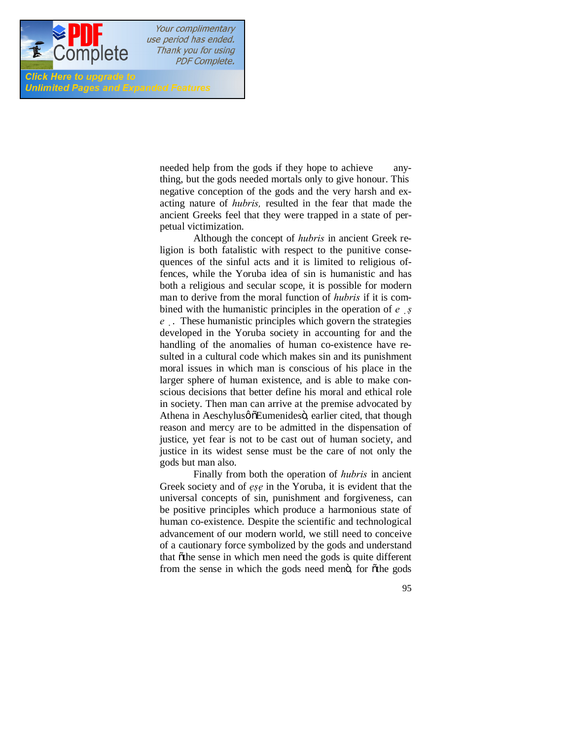needed help from the gods if they hope to achieve anything, but the gods needed mortals only to give honour. This negative conception of the gods and the very harsh and exacting nature of *hubris,* resulted in the fear that made the ancient Greeks feel that they were trapped in a state of perpetual victimization.

Although the concept of *hubris* in ancient Greek religion is both fatalistic with respect to the punitive consequences of the sinful acts and it is limited to religious offences, while the Yoruba idea of sin is humanistic and has both a religious and secular scope, it is possible for modern man to derive from the moral function of *hubris* if it is combined with the humanistic principles in the operation of *ẹṣẹ*. These humanistic principles which govern the strategies developed in the Yoruba society in accounting for and the handling of the anomalies of human co-existence have resulted in a cultural code which makes sin and its punishment moral issues in which man is conscious of his place in the larger sphere of human existence, and is able to make conscious decisions that better define his moral and ethical role in society. Then man can arrive at the premise advocated by Athena in Aeschylus' "Eumenides", earlier cited, that though reason and mercy are to be admitted in the dispensation of justice, yet fear is not to be cast out of human society, and justice in its widest sense must be the care of not only the gods but man also.

Finally from both the operation of *hubris* in ancient Greek society and of *ẹṣẹ* in the Yoruba, it is evident that the universal concepts of sin, punishment and forgiveness, can be positive principles which produce a harmonious state of human co-existence. Despite the scientific and technological advancement of our modern world, we still need to conceive of a cautionary force symbolized by the gods and understand that "the sense in which men need the gods is quite different from the sense in which the gods need men", for "the gods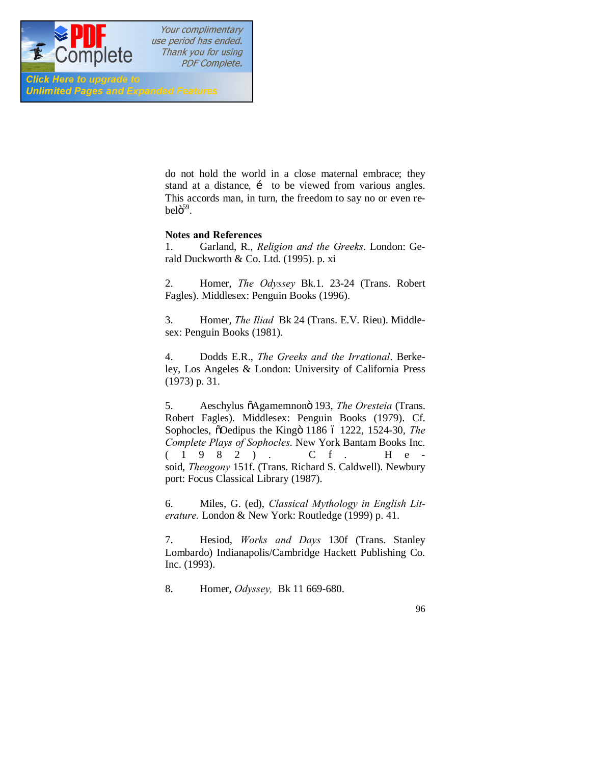do not hold the world in a close maternal embrace; they stand at a distance, é to be viewed from various angles. This accords man, in turn, the freedom to say no or even rebelö[59].

**Notes and References**

1. Garland, R., *Religion and the Greeks*. London: Gerald Duckworth & Co. Ltd. (1995). p. xi

2. Homer, *The Odyssey* Bk.1. 23-24 (Trans. Robert Fagles). Middlesex: Penguin Books (1996).

3. Homer, *The Iliad* Bk 24 (Trans. E.V. Rieu). Middlesex: Penguin Books (1981).

4. Dodds E.R., *The Greeks and the Irrational*. Berkeley, Los Angeles & London: University of California Press (1973) p. 31.

5. Aeschylus õAgamemnonö 193, *The Oresteia* (Trans. Robert Fagles). Middlesex: Penguin Books (1979). Cf. Sophocles, õOedipus the Kingö 1186 ó 1222, 1524-30, *The Complete Plays of Sophocles*. New York Bantam Books Inc. (1982). Cf. Hesoid, *Theogony* 151f. (Trans. Richard S. Caldwell). Newbury port: Focus Classical Library (1987).

6. Miles, G. (ed), *Classical Mythology in English Literature.* London & New York: Routledge (1999) p. 41.

7. Hesiod, *Works and Days* 130f (Trans. Stanley Lombardo) Indianapolis/Cambridge Hackett Publishing Co. Inc. (1993).

8. Homer, *Odyssey,* Bk 11 669-680.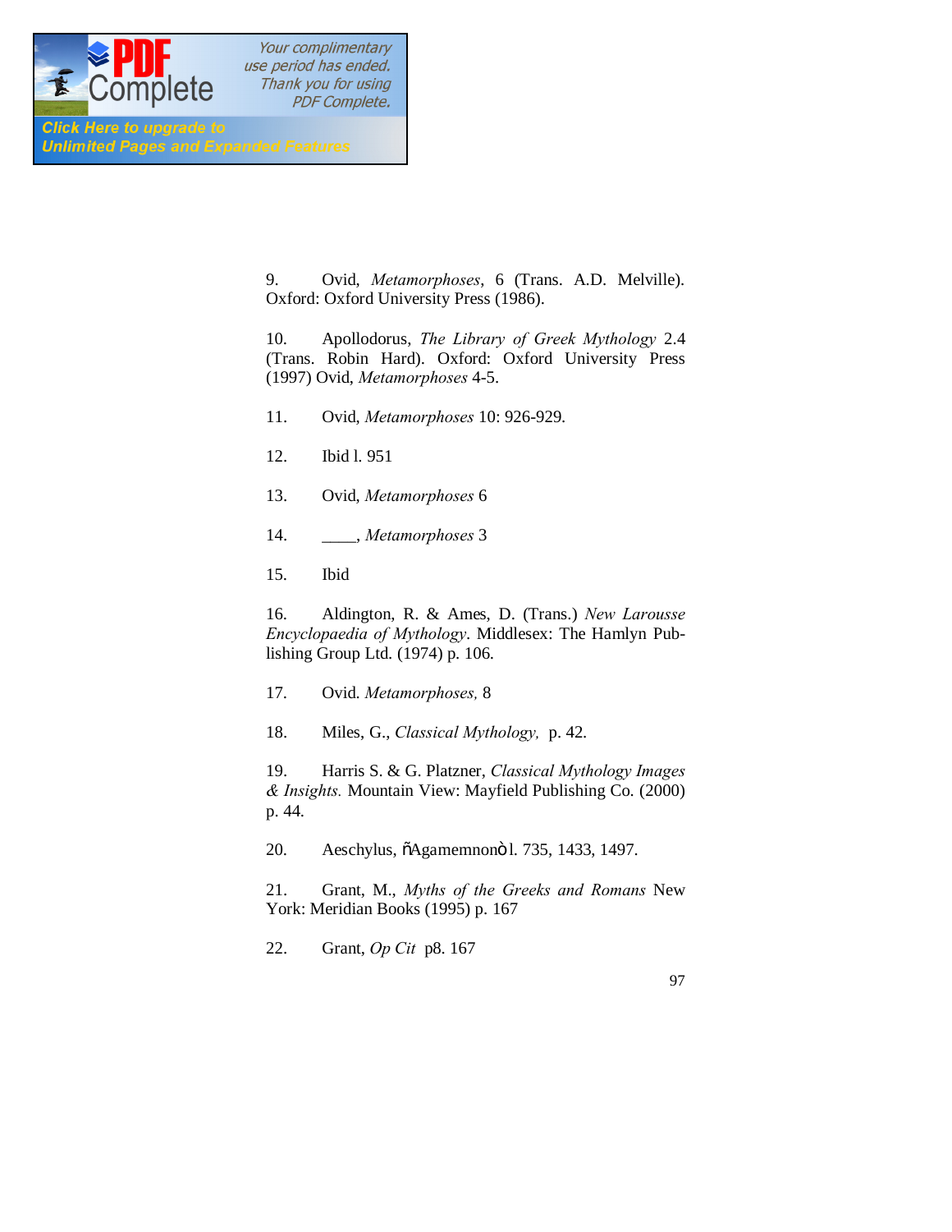9. Ovid, *Metamorphoses*, 6 (Trans. A.D. Melville). Oxford: Oxford University Press (1986).

10. Apollodorus, *The Library of Greek Mythology* 2.4 (Trans. Robin Hard). Oxford: Oxford University Press (1997) Ovid, *Metamorphoses* 4-5.

11. Ovid, *Metamorphoses* 10: 926-929.

12. Ibid l. 951

13. Ovid, *Metamorphoses* 6

14. ____, *Metamorphoses* 3

15. Ibid

16. Aldington, R. & Ames, D. (Trans.) *New Larousse Encyclopaedia of Mythology*. Middlesex: The Hamlyn Publishing Group Ltd. (1974) p. 106.

17. Ovid. *Metamorphoses,* 8

18. Miles, G., *Classical Mythology,* p. 42.

19. Harris S. & G. Platzner, *Classical Mythology Images & Insights.* Mountain View: Mayfield Publishing Co. (2000) p. 44.

20. Aeschylus, õAgamemnonö l. 735, 1433, 1497.

21. Grant, M., *Myths of the Greeks and Romans* New York: Meridian Books (1995) p. 167

22. Grant, *Op Cit* p8. 167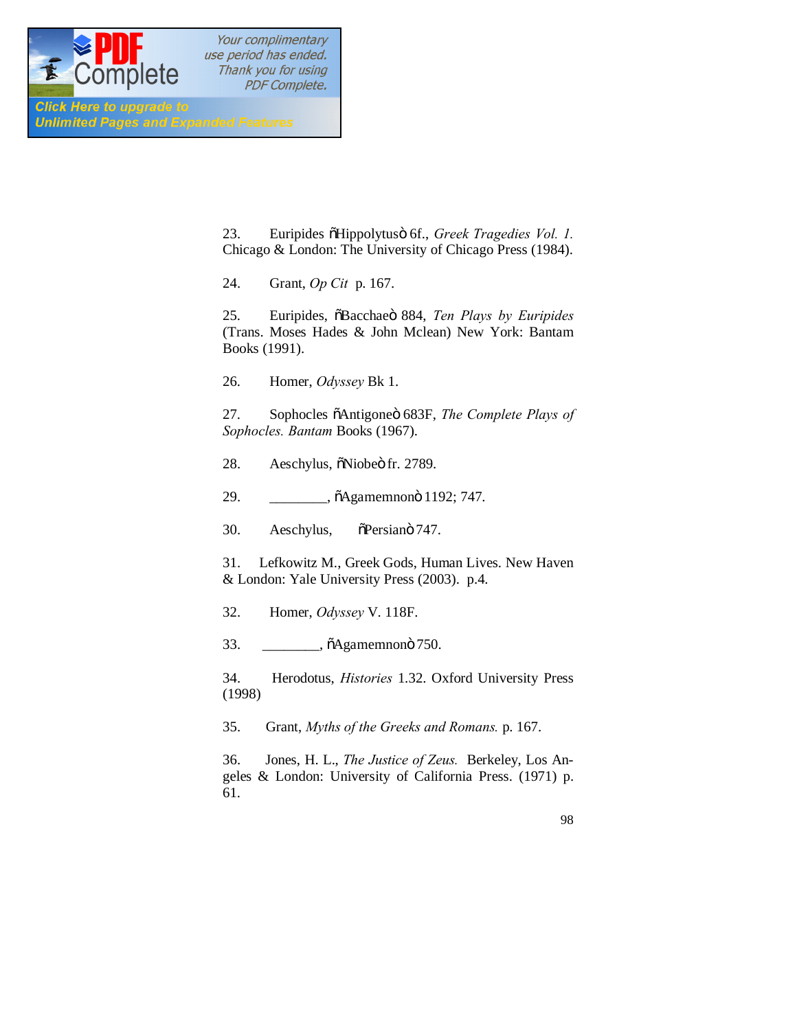23. Euripides ñHippolytusò 6f., *Greek Tragedies Vol. 1.* Chicago & London: The University of Chicago Press (1984).

24. Grant, *Op Cit* p. 167.

25. Euripides, ñBacchaeò 884, *Ten Plays by Euripides* (Trans. Moses Hades & John Mclean) New York: Bantam Books (1991).

26. Homer, *Odyssey* Bk 1.

27. Sophocles ñAntigoneò 683F, *The Complete Plays of Sophocles. Bantam* Books (1967).

28. Aeschylus, ñNiobeò fr. 2789.

29. ________, ñAgamemnonò 1192; 747.

30. Aeschylus, ñPersianò 747.

31. Lefkowitz M., Greek Gods, Human Lives. New Haven & London: Yale University Press (2003). p.4.

32. Homer, *Odyssey* V. 118F.

33. ________, ñAgamemnonò 750.

34. Herodotus, *Histories* 1.32. Oxford University Press (1998)

35. Grant, *Myths of the Greeks and Romans.* p. 167.

36. Jones, H. L., *The Justice of Zeus.* Berkeley, Los Angeles & London: University of California Press. (1971) p. 61.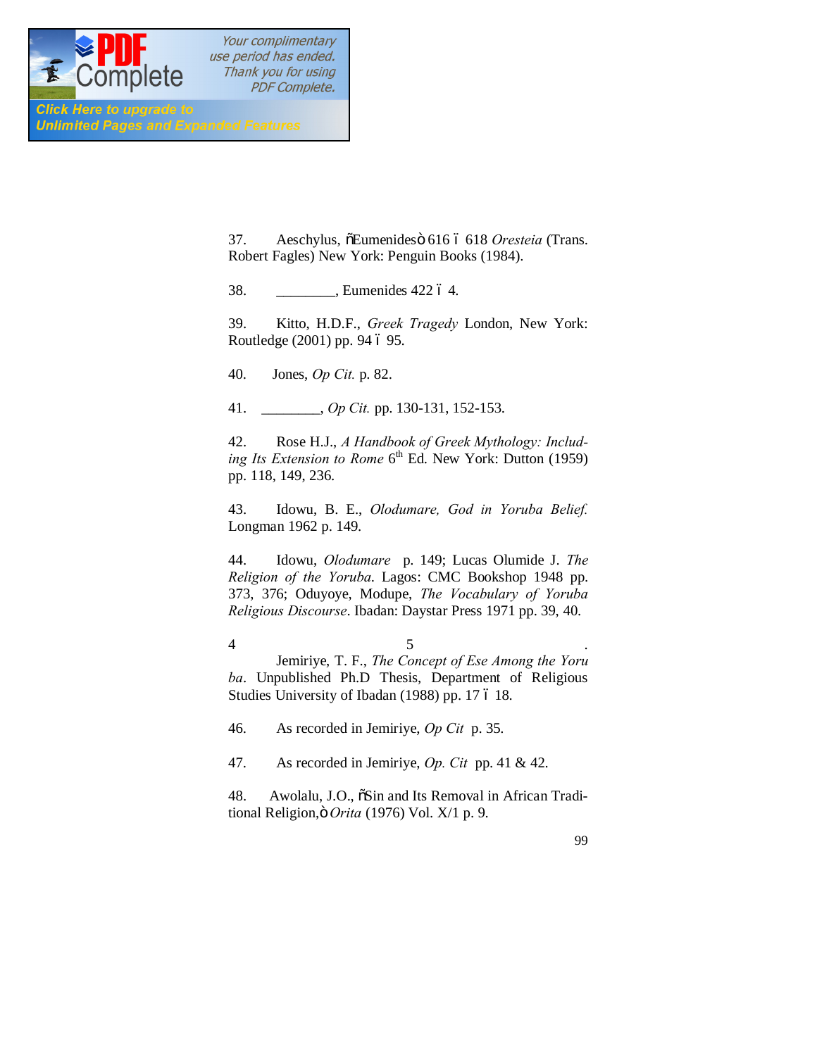37. Aeschylus, "Eumenides" 616 – 618 *Oresteia* (Trans. Robert Fagles) New York: Penguin Books (1984).

38. ________, Eumenides 422 – 4.

39. Kitto, H.D.F., *Greek Tragedy* London, New York: Routledge (2001) pp. 94 – 95.

40. Jones, *Op Cit.* p. 82.

41. ________, *Op Cit.* pp. 130-131, 152-153.

42. Rose H.J., *A Handbook of Greek Mythology: Including Its Extension to Rome* 6th Ed. New York: Dutton (1959) pp. 118, 149, 236.

43. Idowu, B. E., *Olodumare, God in Yoruba Belief.* Longman 1962 p. 149.

44. Idowu, *Olodumare* p. 149; Lucas Olumide J. *The Religion of the Yoruba*. Lagos: CMC Bookshop 1948 pp. 373, 376; Oduyoye, Modupe, *The Vocabulary of Yoruba Religious Discourse*. Ibadan: Daystar Press 1971 pp. 39, 40.

45. Jemiriye, T. F., *The Concept of Ese Among the Yoruba*. Unpublished Ph.D Thesis, Department of Religious Studies University of Ibadan (1988) pp. 17 – 18.

46. As recorded in Jemiriye, *Op Cit* p. 35.

47. As recorded in Jemiriye, *Op. Cit* pp. 41 & 42.

48. Awolalu, J.O., "Sin and Its Removal in African Traditional Religion," *Orita* (1976) Vol. X/1 p. 9.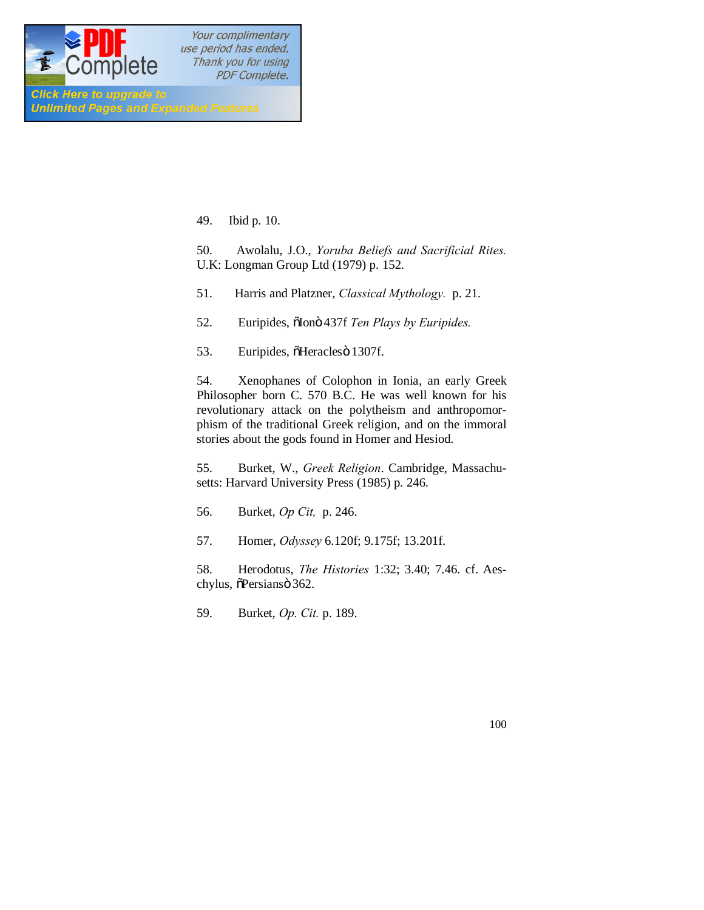49. Ibid p. 10.

50. Awolalu, J.O., *Yoruba Beliefs and Sacrificial Rites.* U.K: Longman Group Ltd (1979) p. 152.

51. Harris and Platzner, *Classical Mythology.* p. 21.

52. Euripides, “Ion” 437f *Ten Plays by Euripides.*

53. Euripides, “Heracles” 1307f.

54. Xenophanes of Colophon in Ionia, an early Greek Philosopher born C. 570 B.C. He was well known for his revolutionary attack on the polytheism and anthropomorphism of the traditional Greek religion, and on the immoral stories about the gods found in Homer and Hesiod.

55. Burket, W., *Greek Religion*. Cambridge, Massachusetts: Harvard University Press (1985) p. 246.

56. Burket, *Op Cit,* p. 246.

57. Homer, *Odyssey* 6.120f; 9.175f; 13.201f.

58. Herodotus, *The Histories* 1:32; 3.40; 7.46. cf. Aeschylus, “Persians” 362.

59. Burket, *Op. Cit.* p. 189.